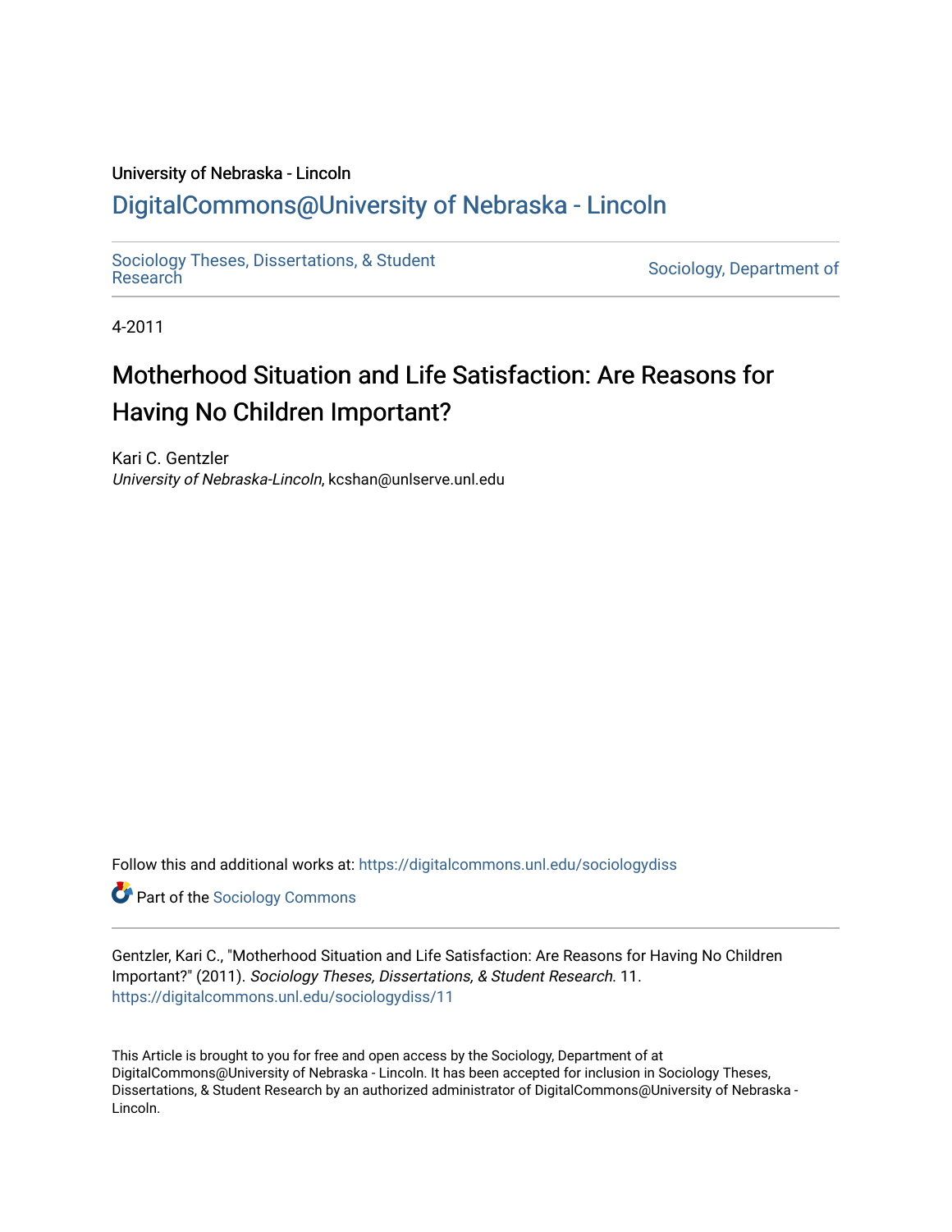University of Nebraska - Lincoln

## DigitalCommons@University of Nebraska - Lincoln

Sociology Theses, Dissertations, & Student Research | Sociology, Department of

4-2011

# Motherhood Situation and Life Satisfaction: Are Reasons for Having No Children Important?

Kari C. Gentzler
*University of Nebraska-Lincoln*, kcshan@unlserve.unl.edu

Follow this and additional works at: https://digitalcommons.unl.edu/sociologydiss

Part of the Sociology Commons

Gentzler, Kari C., "Motherhood Situation and Life Satisfaction: Are Reasons for Having No Children Important?" (2011). *Sociology Theses, Dissertations, & Student Research*. 11.
https://digitalcommons.unl.edu/sociologydiss/11

This Article is brought to you for free and open access by the Sociology, Department of at DigitalCommons@University of Nebraska - Lincoln. It has been accepted for inclusion in Sociology Theses, Dissertations, & Student Research by an authorized administrator of DigitalCommons@University of Nebraska - Lincoln.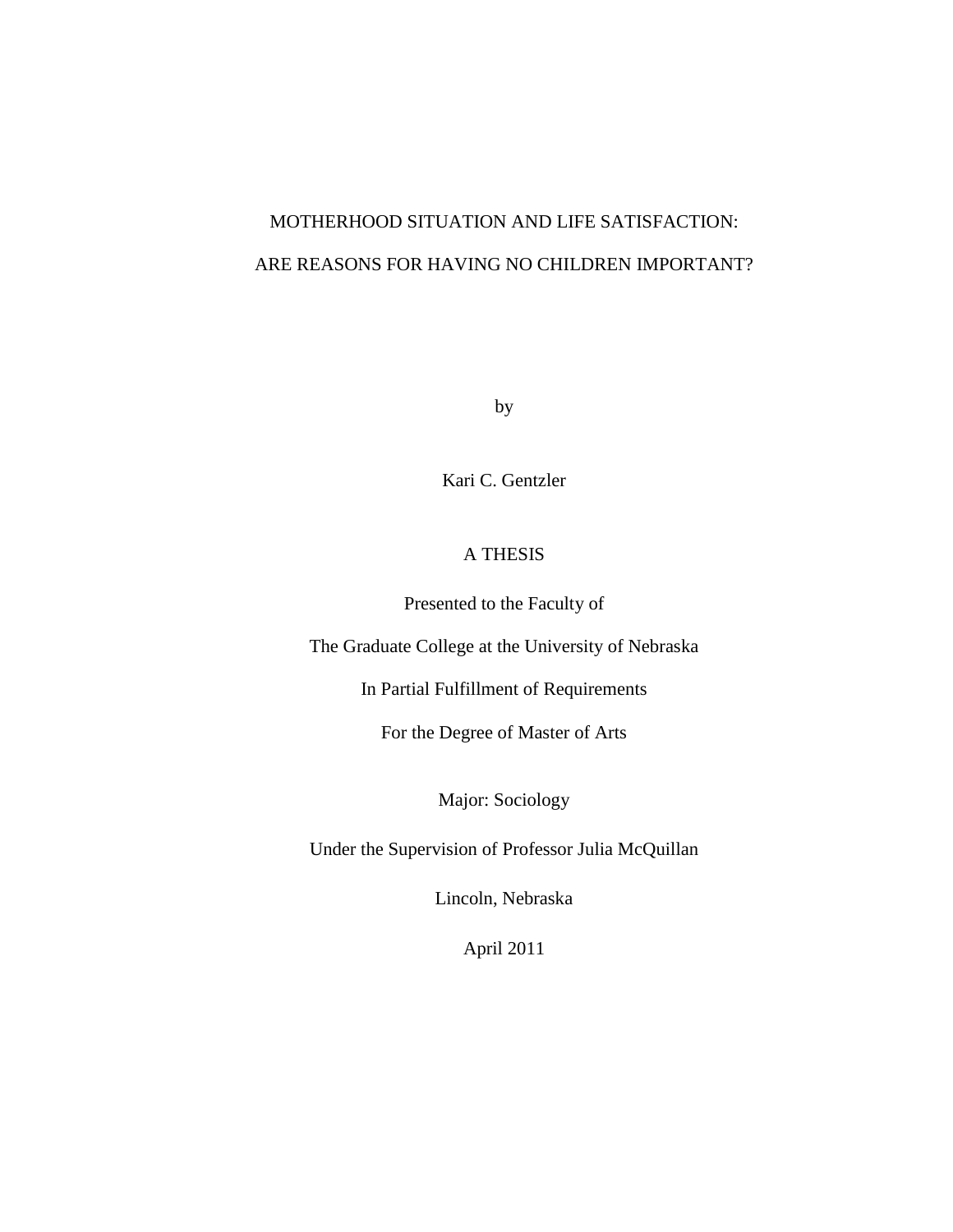# MOTHERHOOD SITUATION AND LIFE SATISFACTION:

# ARE REASONS FOR HAVING NO CHILDREN IMPORTANT?

by

Kari C. Gentzler

A THESIS

Presented to the Faculty of

The Graduate College at the University of Nebraska

In Partial Fulfillment of Requirements

For the Degree of Master of Arts

Major: Sociology

Under the Supervision of Professor Julia McQuillan

Lincoln, Nebraska

April 2011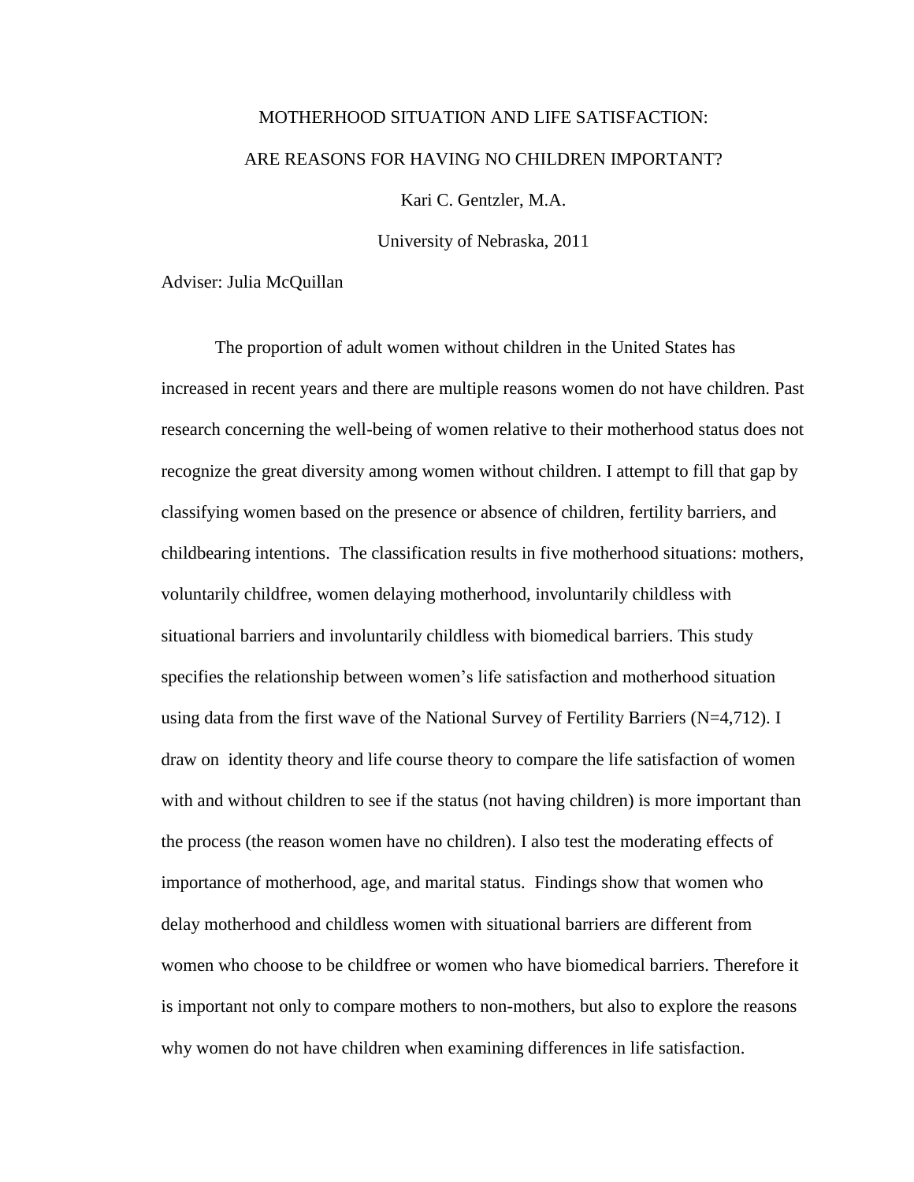MOTHERHOOD SITUATION AND LIFE SATISFACTION:

ARE REASONS FOR HAVING NO CHILDREN IMPORTANT?

Kari C. Gentzler, M.A.

University of Nebraska, 2011

Adviser: Julia McQuillan

The proportion of adult women without children in the United States has increased in recent years and there are multiple reasons women do not have children. Past research concerning the well-being of women relative to their motherhood status does not recognize the great diversity among women without children. I attempt to fill that gap by classifying women based on the presence or absence of children, fertility barriers, and childbearing intentions. The classification results in five motherhood situations: mothers, voluntarily childfree, women delaying motherhood, involuntarily childless with situational barriers and involuntarily childless with biomedical barriers. This study specifies the relationship between women's life satisfaction and motherhood situation using data from the first wave of the National Survey of Fertility Barriers (N=4,712). I draw on identity theory and life course theory to compare the life satisfaction of women with and without children to see if the status (not having children) is more important than the process (the reason women have no children). I also test the moderating effects of importance of motherhood, age, and marital status. Findings show that women who delay motherhood and childless women with situational barriers are different from women who choose to be childfree or women who have biomedical barriers. Therefore it is important not only to compare mothers to non-mothers, but also to explore the reasons why women do not have children when examining differences in life satisfaction.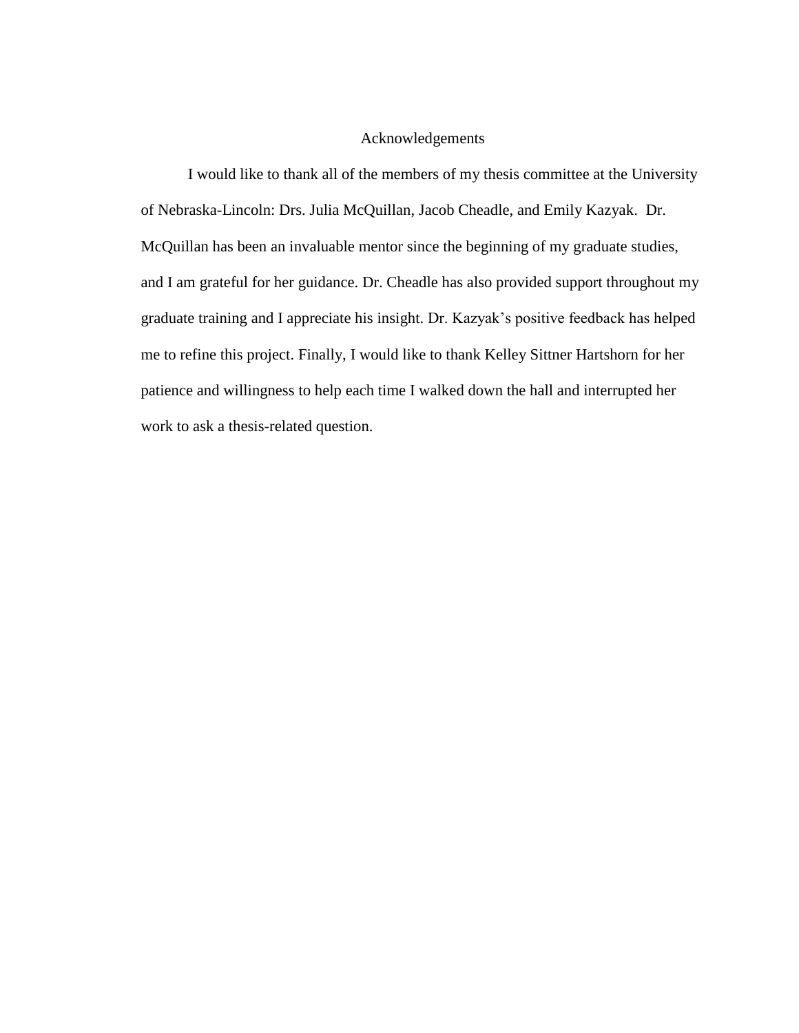# Acknowledgements

I would like to thank all of the members of my thesis committee at the University of Nebraska-Lincoln: Drs. Julia McQuillan, Jacob Cheadle, and Emily Kazyak. Dr. McQuillan has been an invaluable mentor since the beginning of my graduate studies, and I am grateful for her guidance. Dr. Cheadle has also provided support throughout my graduate training and I appreciate his insight. Dr. Kazyak's positive feedback has helped me to refine this project. Finally, I would like to thank Kelley Sittner Hartshorn for her patience and willingness to help each time I walked down the hall and interrupted her work to ask a thesis-related question.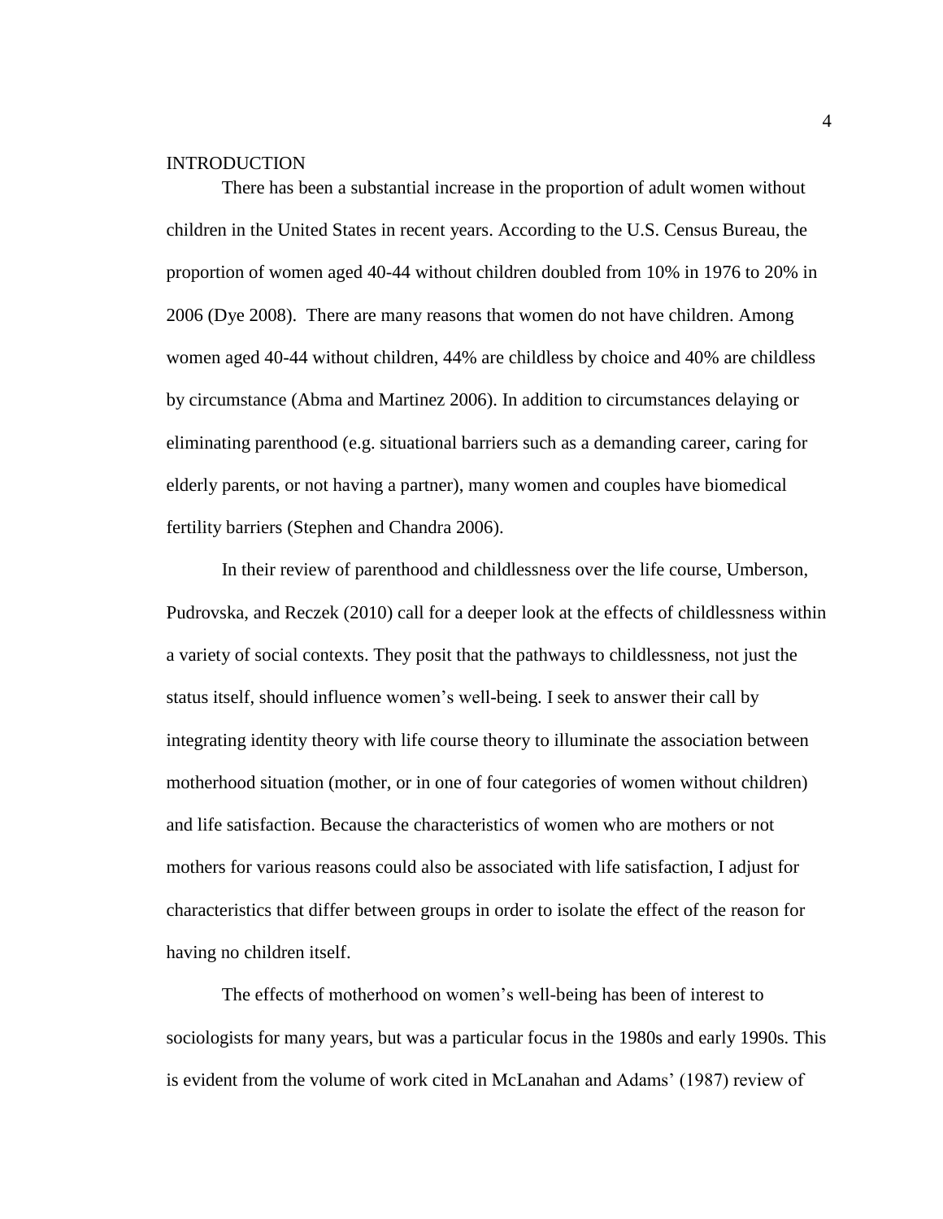## INTRODUCTION

There has been a substantial increase in the proportion of adult women without children in the United States in recent years. According to the U.S. Census Bureau, the proportion of women aged 40-44 without children doubled from 10% in 1976 to 20% in 2006 (Dye 2008). There are many reasons that women do not have children. Among women aged 40-44 without children, 44% are childless by choice and 40% are childless by circumstance (Abma and Martinez 2006). In addition to circumstances delaying or eliminating parenthood (e.g. situational barriers such as a demanding career, caring for elderly parents, or not having a partner), many women and couples have biomedical fertility barriers (Stephen and Chandra 2006).

In their review of parenthood and childlessness over the life course, Umberson, Pudrovska, and Reczek (2010) call for a deeper look at the effects of childlessness within a variety of social contexts. They posit that the pathways to childlessness, not just the status itself, should influence women's well-being. I seek to answer their call by integrating identity theory with life course theory to illuminate the association between motherhood situation (mother, or in one of four categories of women without children) and life satisfaction. Because the characteristics of women who are mothers or not mothers for various reasons could also be associated with life satisfaction, I adjust for characteristics that differ between groups in order to isolate the effect of the reason for having no children itself.

The effects of motherhood on women's well-being has been of interest to sociologists for many years, but was a particular focus in the 1980s and early 1990s. This is evident from the volume of work cited in McLanahan and Adams' (1987) review of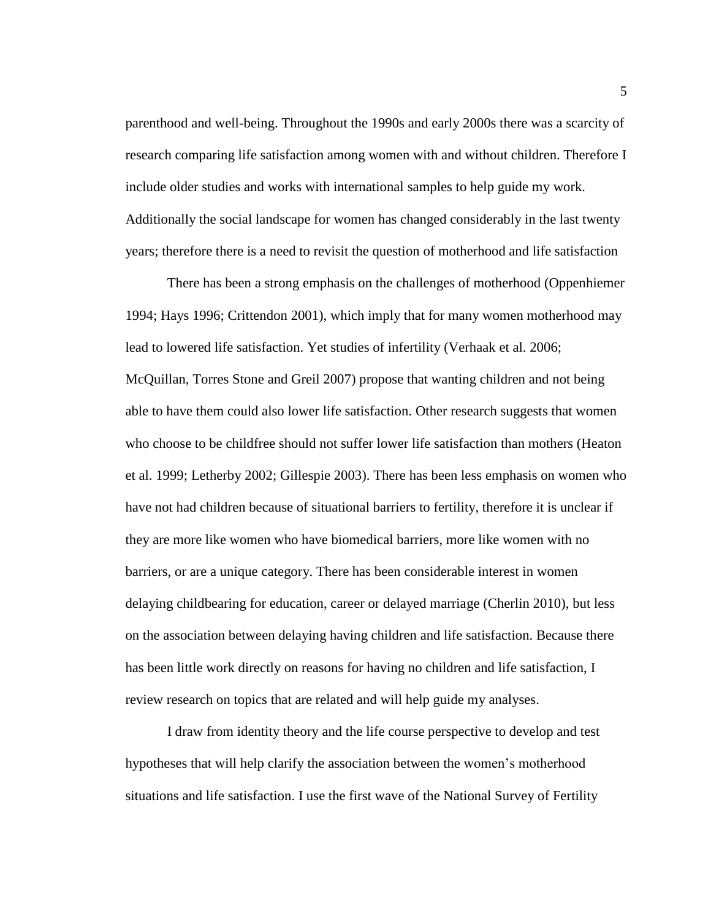parenthood and well-being. Throughout the 1990s and early 2000s there was a scarcity of research comparing life satisfaction among women with and without children. Therefore I include older studies and works with international samples to help guide my work. Additionally the social landscape for women has changed considerably in the last twenty years; therefore there is a need to revisit the question of motherhood and life satisfaction

There has been a strong emphasis on the challenges of motherhood (Oppenhiemer 1994; Hays 1996; Crittendon 2001), which imply that for many women motherhood may lead to lowered life satisfaction. Yet studies of infertility (Verhaak et al. 2006; McQuillan, Torres Stone and Greil 2007) propose that wanting children and not being able to have them could also lower life satisfaction. Other research suggests that women who choose to be childfree should not suffer lower life satisfaction than mothers (Heaton et al. 1999; Letherby 2002; Gillespie 2003). There has been less emphasis on women who have not had children because of situational barriers to fertility, therefore it is unclear if they are more like women who have biomedical barriers, more like women with no barriers, or are a unique category. There has been considerable interest in women delaying childbearing for education, career or delayed marriage (Cherlin 2010), but less on the association between delaying having children and life satisfaction. Because there has been little work directly on reasons for having no children and life satisfaction, I review research on topics that are related and will help guide my analyses.

I draw from identity theory and the life course perspective to develop and test hypotheses that will help clarify the association between the women's motherhood situations and life satisfaction. I use the first wave of the National Survey of Fertility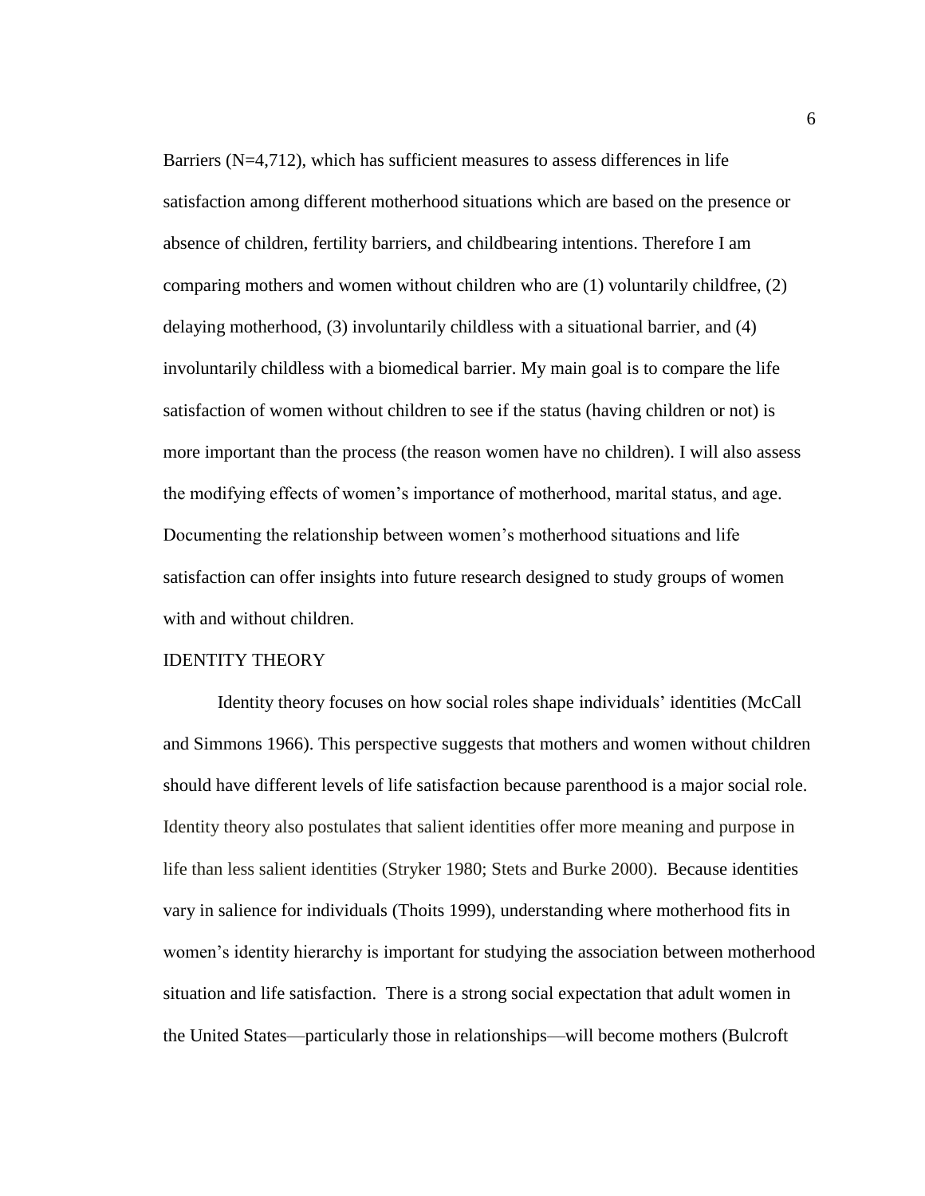Barriers (N=4,712), which has sufficient measures to assess differences in life satisfaction among different motherhood situations which are based on the presence or absence of children, fertility barriers, and childbearing intentions. Therefore I am comparing mothers and women without children who are (1) voluntarily childfree, (2) delaying motherhood, (3) involuntarily childless with a situational barrier, and (4) involuntarily childless with a biomedical barrier. My main goal is to compare the life satisfaction of women without children to see if the status (having children or not) is more important than the process (the reason women have no children). I will also assess the modifying effects of women's importance of motherhood, marital status, and age. Documenting the relationship between women's motherhood situations and life satisfaction can offer insights into future research designed to study groups of women with and without children.

## IDENTITY THEORY

Identity theory focuses on how social roles shape individuals' identities (McCall and Simmons 1966). This perspective suggests that mothers and women without children should have different levels of life satisfaction because parenthood is a major social role. Identity theory also postulates that salient identities offer more meaning and purpose in life than less salient identities (Stryker 1980; Stets and Burke 2000). Because identities vary in salience for individuals (Thoits 1999), understanding where motherhood fits in women's identity hierarchy is important for studying the association between motherhood situation and life satisfaction. There is a strong social expectation that adult women in the United States—particularly those in relationships—will become mothers (Bulcroft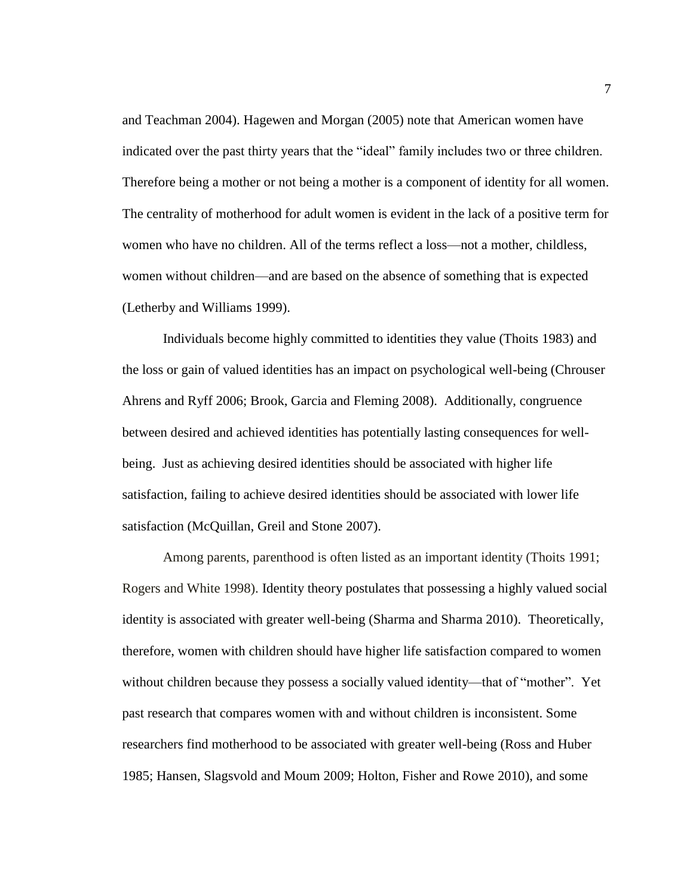and Teachman 2004). Hagewen and Morgan (2005) note that American women have indicated over the past thirty years that the "ideal" family includes two or three children. Therefore being a mother or not being a mother is a component of identity for all women. The centrality of motherhood for adult women is evident in the lack of a positive term for women who have no children. All of the terms reflect a loss—not a mother, childless, women without children—and are based on the absence of something that is expected (Letherby and Williams 1999).

Individuals become highly committed to identities they value (Thoits 1983) and the loss or gain of valued identities has an impact on psychological well-being (Chrouser Ahrens and Ryff 2006; Brook, Garcia and Fleming 2008). Additionally, congruence between desired and achieved identities has potentially lasting consequences for well-being. Just as achieving desired identities should be associated with higher life satisfaction, failing to achieve desired identities should be associated with lower life satisfaction (McQuillan, Greil and Stone 2007).

Among parents, parenthood is often listed as an important identity (Thoits 1991; Rogers and White 1998). Identity theory postulates that possessing a highly valued social identity is associated with greater well-being (Sharma and Sharma 2010). Theoretically, therefore, women with children should have higher life satisfaction compared to women without children because they possess a socially valued identity—that of "mother". Yet past research that compares women with and without children is inconsistent. Some researchers find motherhood to be associated with greater well-being (Ross and Huber 1985; Hansen, Slagsvold and Moum 2009; Holton, Fisher and Rowe 2010), and some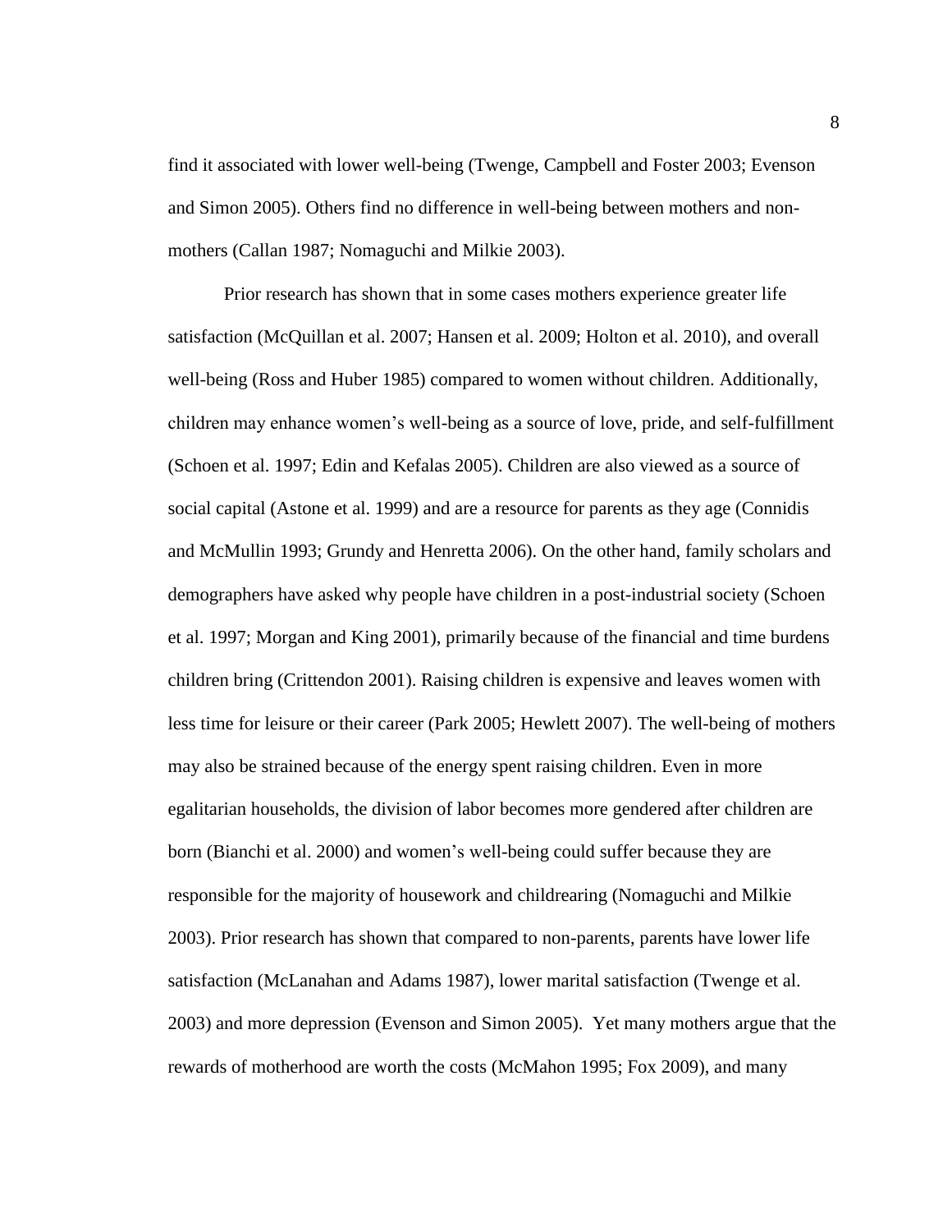find it associated with lower well-being (Twenge, Campbell and Foster 2003; Evenson and Simon 2005). Others find no difference in well-being between mothers and non-mothers (Callan 1987; Nomaguchi and Milkie 2003).

Prior research has shown that in some cases mothers experience greater life satisfaction (McQuillan et al. 2007; Hansen et al. 2009; Holton et al. 2010), and overall well-being (Ross and Huber 1985) compared to women without children. Additionally, children may enhance women's well-being as a source of love, pride, and self-fulfillment (Schoen et al. 1997; Edin and Kefalas 2005). Children are also viewed as a source of social capital (Astone et al. 1999) and are a resource for parents as they age (Connidis and McMullin 1993; Grundy and Henretta 2006). On the other hand, family scholars and demographers have asked why people have children in a post-industrial society (Schoen et al. 1997; Morgan and King 2001), primarily because of the financial and time burdens children bring (Crittendon 2001). Raising children is expensive and leaves women with less time for leisure or their career (Park 2005; Hewlett 2007). The well-being of mothers may also be strained because of the energy spent raising children. Even in more egalitarian households, the division of labor becomes more gendered after children are born (Bianchi et al. 2000) and women's well-being could suffer because they are responsible for the majority of housework and childrearing (Nomaguchi and Milkie 2003). Prior research has shown that compared to non-parents, parents have lower life satisfaction (McLanahan and Adams 1987), lower marital satisfaction (Twenge et al. 2003) and more depression (Evenson and Simon 2005). Yet many mothers argue that the rewards of motherhood are worth the costs (McMahon 1995; Fox 2009), and many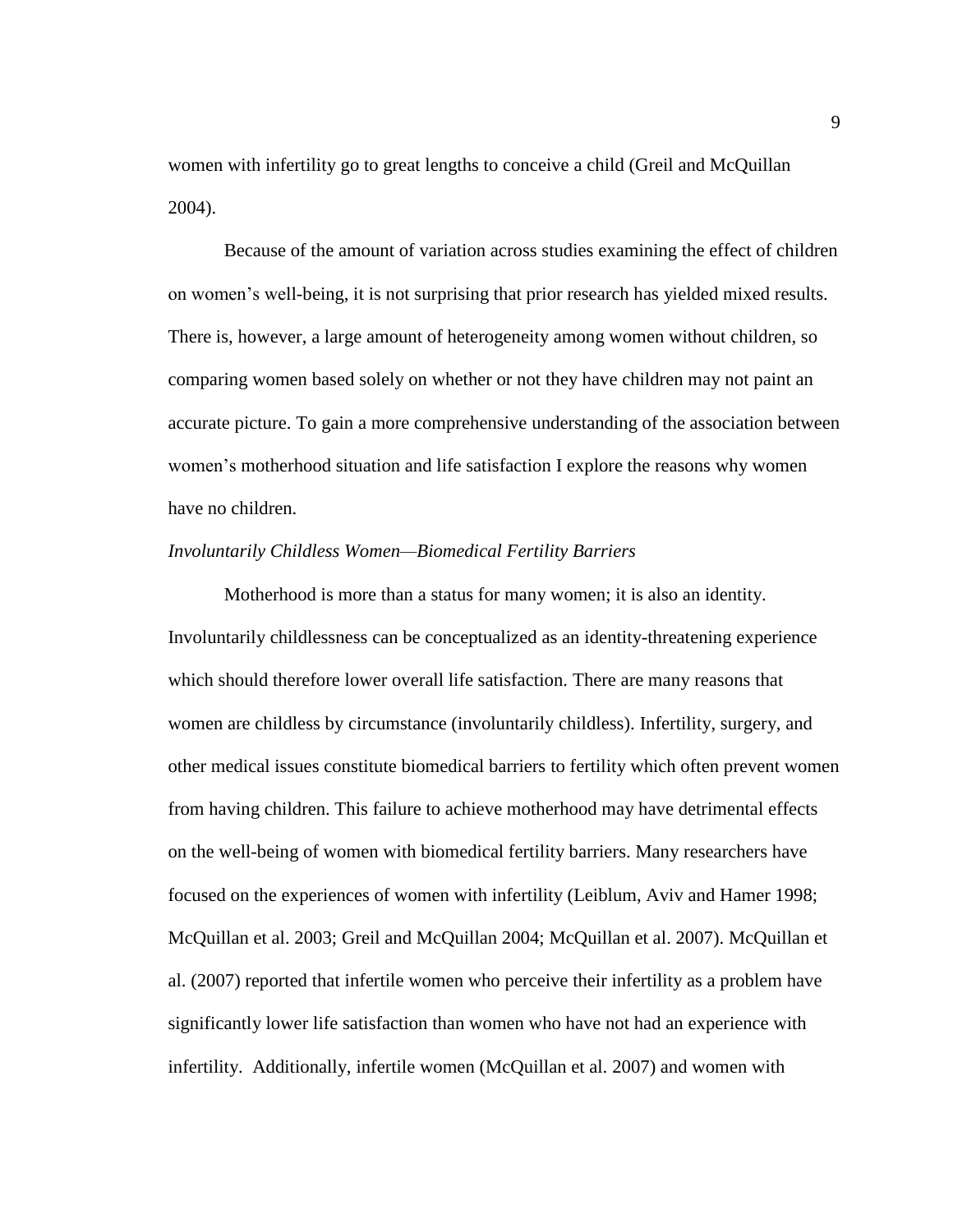women with infertility go to great lengths to conceive a child (Greil and McQuillan 2004).

Because of the amount of variation across studies examining the effect of children on women's well-being, it is not surprising that prior research has yielded mixed results. There is, however, a large amount of heterogeneity among women without children, so comparing women based solely on whether or not they have children may not paint an accurate picture. To gain a more comprehensive understanding of the association between women's motherhood situation and life satisfaction I explore the reasons why women have no children.

*Involuntarily Childless Women—Biomedical Fertility Barriers*

Motherhood is more than a status for many women; it is also an identity. Involuntarily childlessness can be conceptualized as an identity-threatening experience which should therefore lower overall life satisfaction. There are many reasons that women are childless by circumstance (involuntarily childless). Infertility, surgery, and other medical issues constitute biomedical barriers to fertility which often prevent women from having children. This failure to achieve motherhood may have detrimental effects on the well-being of women with biomedical fertility barriers. Many researchers have focused on the experiences of women with infertility (Leiblum, Aviv and Hamer 1998; McQuillan et al. 2003; Greil and McQuillan 2004; McQuillan et al. 2007). McQuillan et al. (2007) reported that infertile women who perceive their infertility as a problem have significantly lower life satisfaction than women who have not had an experience with infertility. Additionally, infertile women (McQuillan et al. 2007) and women with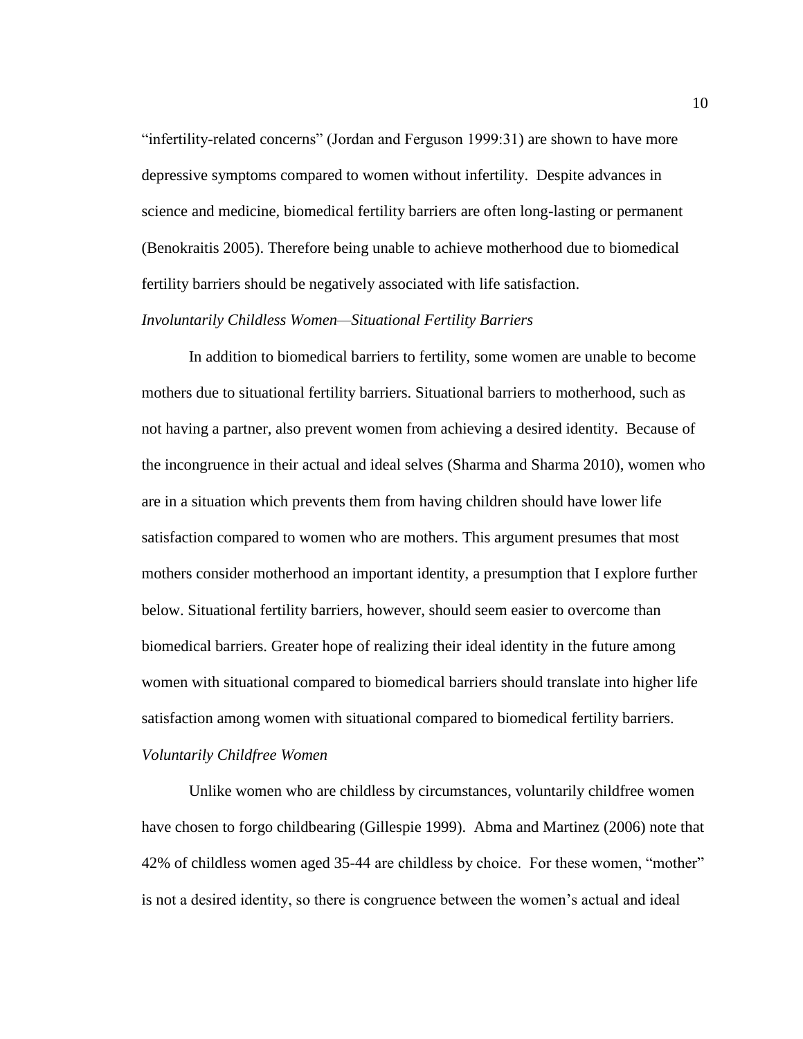"infertility-related concerns" (Jordan and Ferguson 1999:31) are shown to have more depressive symptoms compared to women without infertility. Despite advances in science and medicine, biomedical fertility barriers are often long-lasting or permanent (Benokraitis 2005). Therefore being unable to achieve motherhood due to biomedical fertility barriers should be negatively associated with life satisfaction.

*Involuntarily Childless Women—Situational Fertility Barriers*

In addition to biomedical barriers to fertility, some women are unable to become mothers due to situational fertility barriers. Situational barriers to motherhood, such as not having a partner, also prevent women from achieving a desired identity. Because of the incongruence in their actual and ideal selves (Sharma and Sharma 2010), women who are in a situation which prevents them from having children should have lower life satisfaction compared to women who are mothers. This argument presumes that most mothers consider motherhood an important identity, a presumption that I explore further below. Situational fertility barriers, however, should seem easier to overcome than biomedical barriers. Greater hope of realizing their ideal identity in the future among women with situational compared to biomedical barriers should translate into higher life satisfaction among women with situational compared to biomedical fertility barriers.

*Voluntarily Childfree Women*

Unlike women who are childless by circumstances, voluntarily childfree women have chosen to forgo childbearing (Gillespie 1999). Abma and Martinez (2006) note that 42% of childless women aged 35-44 are childless by choice. For these women, "mother" is not a desired identity, so there is congruence between the women's actual and ideal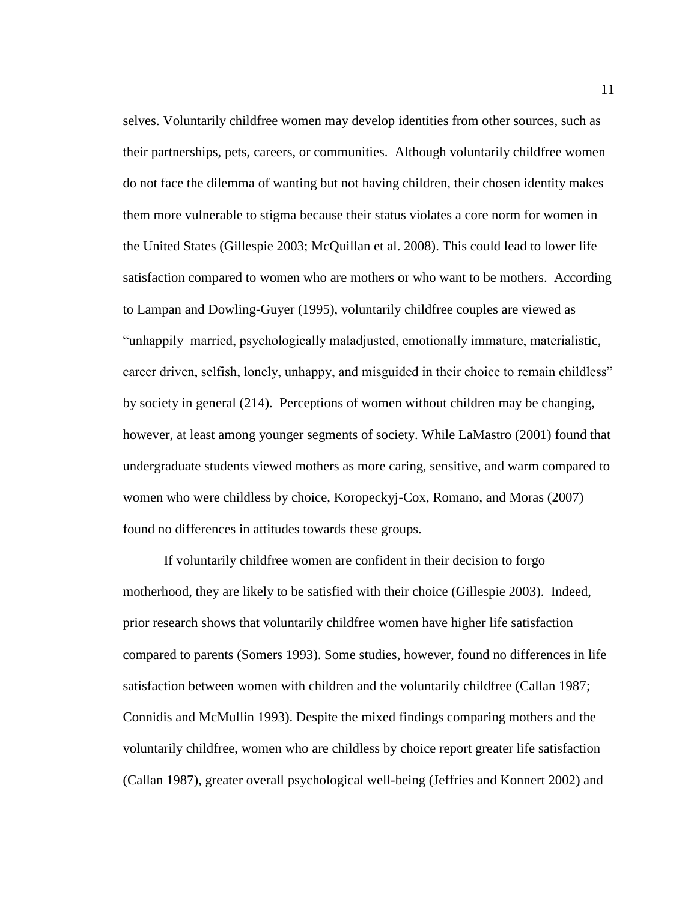selves. Voluntarily childfree women may develop identities from other sources, such as their partnerships, pets, careers, or communities. Although voluntarily childfree women do not face the dilemma of wanting but not having children, their chosen identity makes them more vulnerable to stigma because their status violates a core norm for women in the United States (Gillespie 2003; McQuillan et al. 2008). This could lead to lower life satisfaction compared to women who are mothers or who want to be mothers. According to Lampan and Dowling-Guyer (1995), voluntarily childfree couples are viewed as "unhappily married, psychologically maladjusted, emotionally immature, materialistic, career driven, selfish, lonely, unhappy, and misguided in their choice to remain childless" by society in general (214). Perceptions of women without children may be changing, however, at least among younger segments of society. While LaMastro (2001) found that undergraduate students viewed mothers as more caring, sensitive, and warm compared to women who were childless by choice, Koropeckyj-Cox, Romano, and Moras (2007) found no differences in attitudes towards these groups.

If voluntarily childfree women are confident in their decision to forgo motherhood, they are likely to be satisfied with their choice (Gillespie 2003). Indeed, prior research shows that voluntarily childfree women have higher life satisfaction compared to parents (Somers 1993). Some studies, however, found no differences in life satisfaction between women with children and the voluntarily childfree (Callan 1987; Connidis and McMullin 1993). Despite the mixed findings comparing mothers and the voluntarily childfree, women who are childless by choice report greater life satisfaction (Callan 1987), greater overall psychological well-being (Jeffries and Konnert 2002) and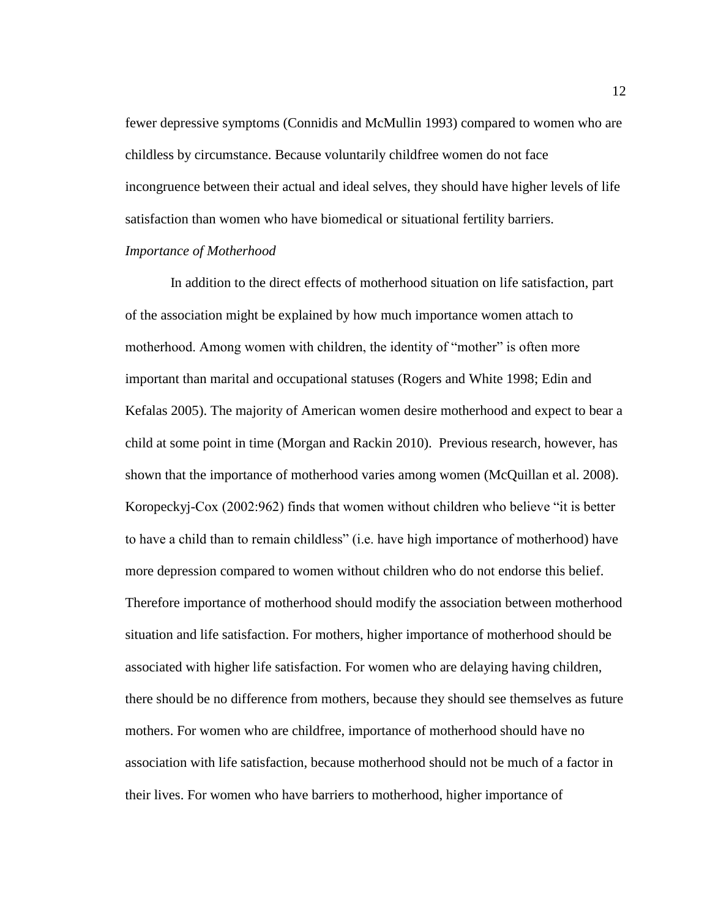fewer depressive symptoms (Connidis and McMullin 1993) compared to women who are childless by circumstance. Because voluntarily childfree women do not face incongruence between their actual and ideal selves, they should have higher levels of life satisfaction than women who have biomedical or situational fertility barriers.

*Importance of Motherhood*

In addition to the direct effects of motherhood situation on life satisfaction, part of the association might be explained by how much importance women attach to motherhood. Among women with children, the identity of "mother" is often more important than marital and occupational statuses (Rogers and White 1998; Edin and Kefalas 2005). The majority of American women desire motherhood and expect to bear a child at some point in time (Morgan and Rackin 2010). Previous research, however, has shown that the importance of motherhood varies among women (McQuillan et al. 2008). Koropeckyj-Cox (2002:962) finds that women without children who believe "it is better to have a child than to remain childless" (i.e. have high importance of motherhood) have more depression compared to women without children who do not endorse this belief. Therefore importance of motherhood should modify the association between motherhood situation and life satisfaction. For mothers, higher importance of motherhood should be associated with higher life satisfaction. For women who are delaying having children, there should be no difference from mothers, because they should see themselves as future mothers. For women who are childfree, importance of motherhood should have no association with life satisfaction, because motherhood should not be much of a factor in their lives. For women who have barriers to motherhood, higher importance of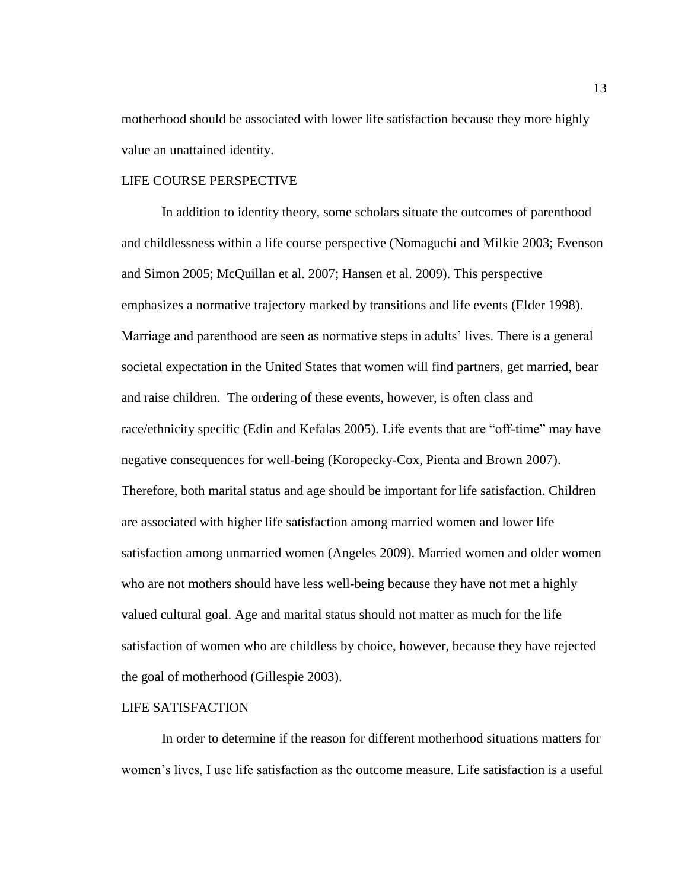motherhood should be associated with lower life satisfaction because they more highly value an unattained identity.

## LIFE COURSE PERSPECTIVE

In addition to identity theory, some scholars situate the outcomes of parenthood and childlessness within a life course perspective (Nomaguchi and Milkie 2003; Evenson and Simon 2005; McQuillan et al. 2007; Hansen et al. 2009). This perspective emphasizes a normative trajectory marked by transitions and life events (Elder 1998). Marriage and parenthood are seen as normative steps in adults' lives. There is a general societal expectation in the United States that women will find partners, get married, bear and raise children. The ordering of these events, however, is often class and race/ethnicity specific (Edin and Kefalas 2005). Life events that are "off-time" may have negative consequences for well-being (Koropecky-Cox, Pienta and Brown 2007). Therefore, both marital status and age should be important for life satisfaction. Children are associated with higher life satisfaction among married women and lower life satisfaction among unmarried women (Angeles 2009). Married women and older women who are not mothers should have less well-being because they have not met a highly valued cultural goal. Age and marital status should not matter as much for the life satisfaction of women who are childless by choice, however, because they have rejected the goal of motherhood (Gillespie 2003).

## LIFE SATISFACTION

In order to determine if the reason for different motherhood situations matters for women's lives, I use life satisfaction as the outcome measure. Life satisfaction is a useful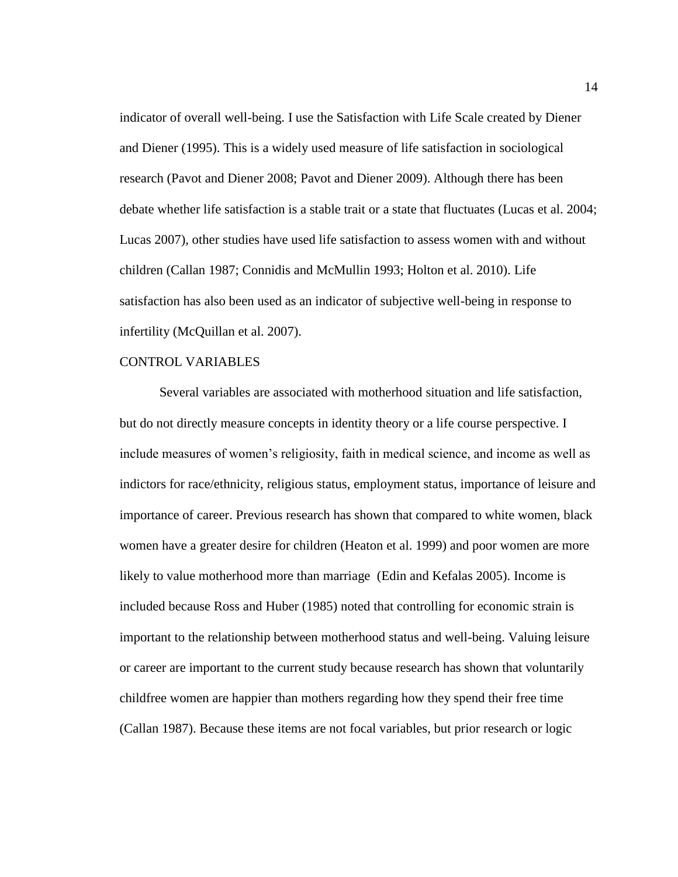indicator of overall well-being. I use the Satisfaction with Life Scale created by Diener and Diener (1995). This is a widely used measure of life satisfaction in sociological research (Pavot and Diener 2008; Pavot and Diener 2009). Although there has been debate whether life satisfaction is a stable trait or a state that fluctuates (Lucas et al. 2004; Lucas 2007), other studies have used life satisfaction to assess women with and without children (Callan 1987; Connidis and McMullin 1993; Holton et al. 2010). Life satisfaction has also been used as an indicator of subjective well-being in response to infertility (McQuillan et al. 2007).

## CONTROL VARIABLES

Several variables are associated with motherhood situation and life satisfaction, but do not directly measure concepts in identity theory or a life course perspective. I include measures of women's religiosity, faith in medical science, and income as well as indictors for race/ethnicity, religious status, employment status, importance of leisure and importance of career. Previous research has shown that compared to white women, black women have a greater desire for children (Heaton et al. 1999) and poor women are more likely to value motherhood more than marriage (Edin and Kefalas 2005). Income is included because Ross and Huber (1985) noted that controlling for economic strain is important to the relationship between motherhood status and well-being. Valuing leisure or career are important to the current study because research has shown that voluntarily childfree women are happier than mothers regarding how they spend their free time (Callan 1987). Because these items are not focal variables, but prior research or logic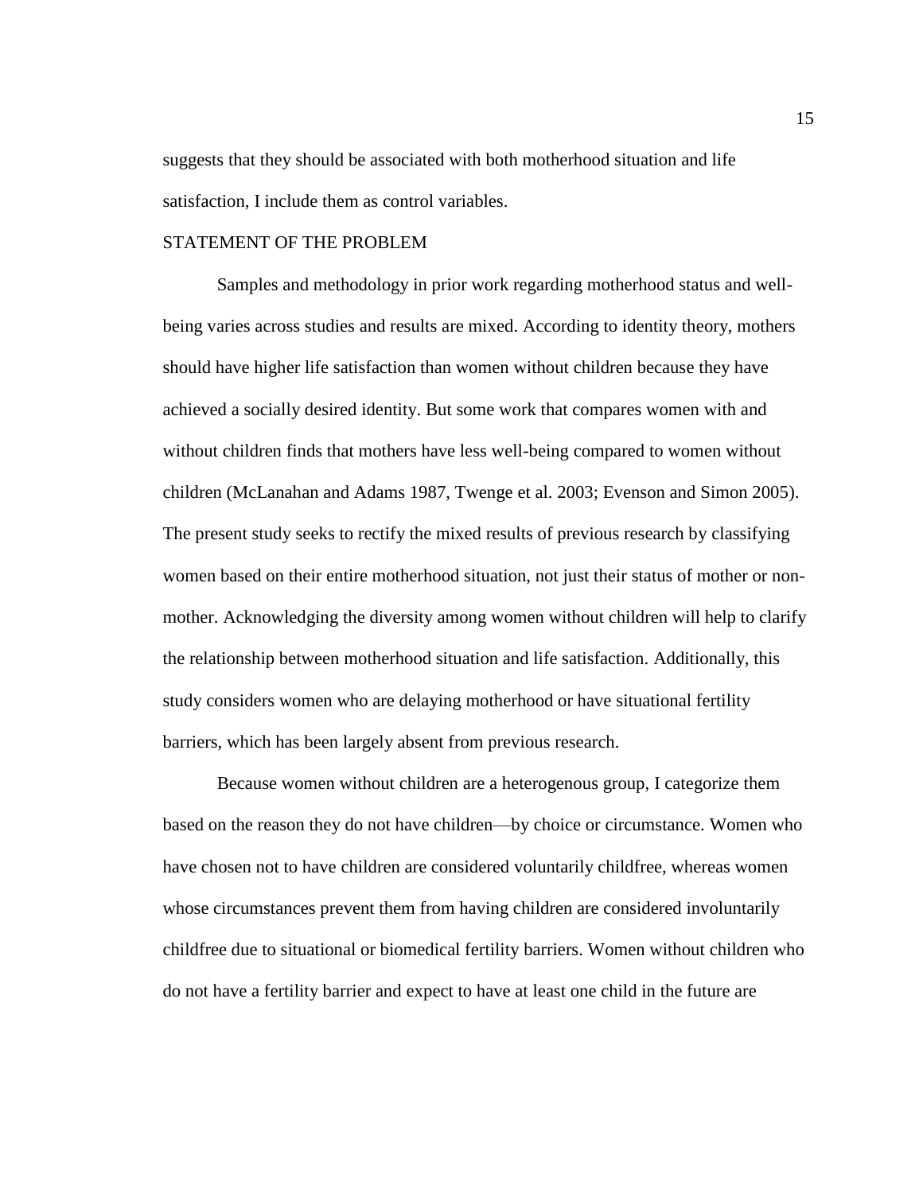suggests that they should be associated with both motherhood situation and life satisfaction, I include them as control variables.

## STATEMENT OF THE PROBLEM

Samples and methodology in prior work regarding motherhood status and well-being varies across studies and results are mixed. According to identity theory, mothers should have higher life satisfaction than women without children because they have achieved a socially desired identity. But some work that compares women with and without children finds that mothers have less well-being compared to women without children (McLanahan and Adams 1987, Twenge et al. 2003; Evenson and Simon 2005). The present study seeks to rectify the mixed results of previous research by classifying women based on their entire motherhood situation, not just their status of mother or non-mother. Acknowledging the diversity among women without children will help to clarify the relationship between motherhood situation and life satisfaction. Additionally, this study considers women who are delaying motherhood or have situational fertility barriers, which has been largely absent from previous research.

Because women without children are a heterogenous group, I categorize them based on the reason they do not have children—by choice or circumstance. Women who have chosen not to have children are considered voluntarily childfree, whereas women whose circumstances prevent them from having children are considered involuntarily childfree due to situational or biomedical fertility barriers. Women without children who do not have a fertility barrier and expect to have at least one child in the future are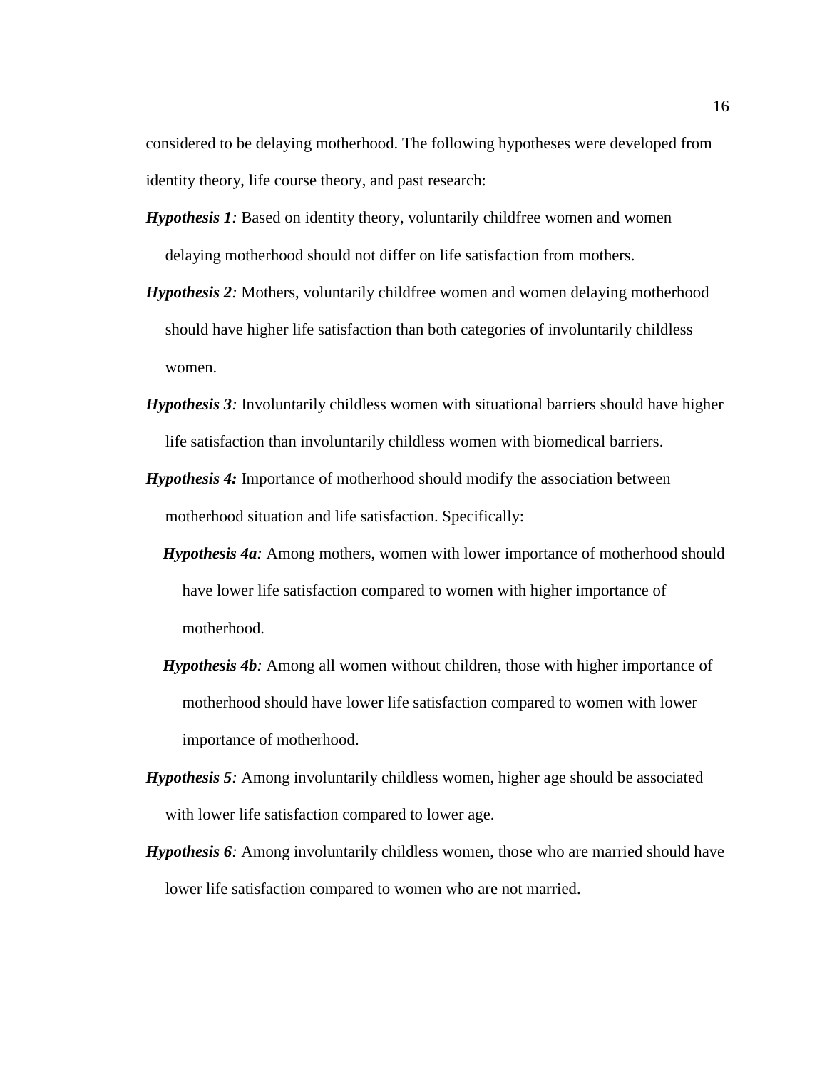considered to be delaying motherhood. The following hypotheses were developed from identity theory, life course theory, and past research:

***Hypothesis 1****:* Based on identity theory, voluntarily childfree women and women delaying motherhood should not differ on life satisfaction from mothers.

***Hypothesis 2****:* Mothers, voluntarily childfree women and women delaying motherhood should have higher life satisfaction than both categories of involuntarily childless women.

***Hypothesis 3****:* Involuntarily childless women with situational barriers should have higher life satisfaction than involuntarily childless women with biomedical barriers.

***Hypothesis 4:*** Importance of motherhood should modify the association between motherhood situation and life satisfaction. Specifically:

- ***Hypothesis 4a****:* Among mothers, women with lower importance of motherhood should have lower life satisfaction compared to women with higher importance of motherhood.
- ***Hypothesis 4b****:* Among all women without children, those with higher importance of motherhood should have lower life satisfaction compared to women with lower importance of motherhood.

***Hypothesis 5****:* Among involuntarily childless women, higher age should be associated with lower life satisfaction compared to lower age.

***Hypothesis 6****:* Among involuntarily childless women, those who are married should have lower life satisfaction compared to women who are not married.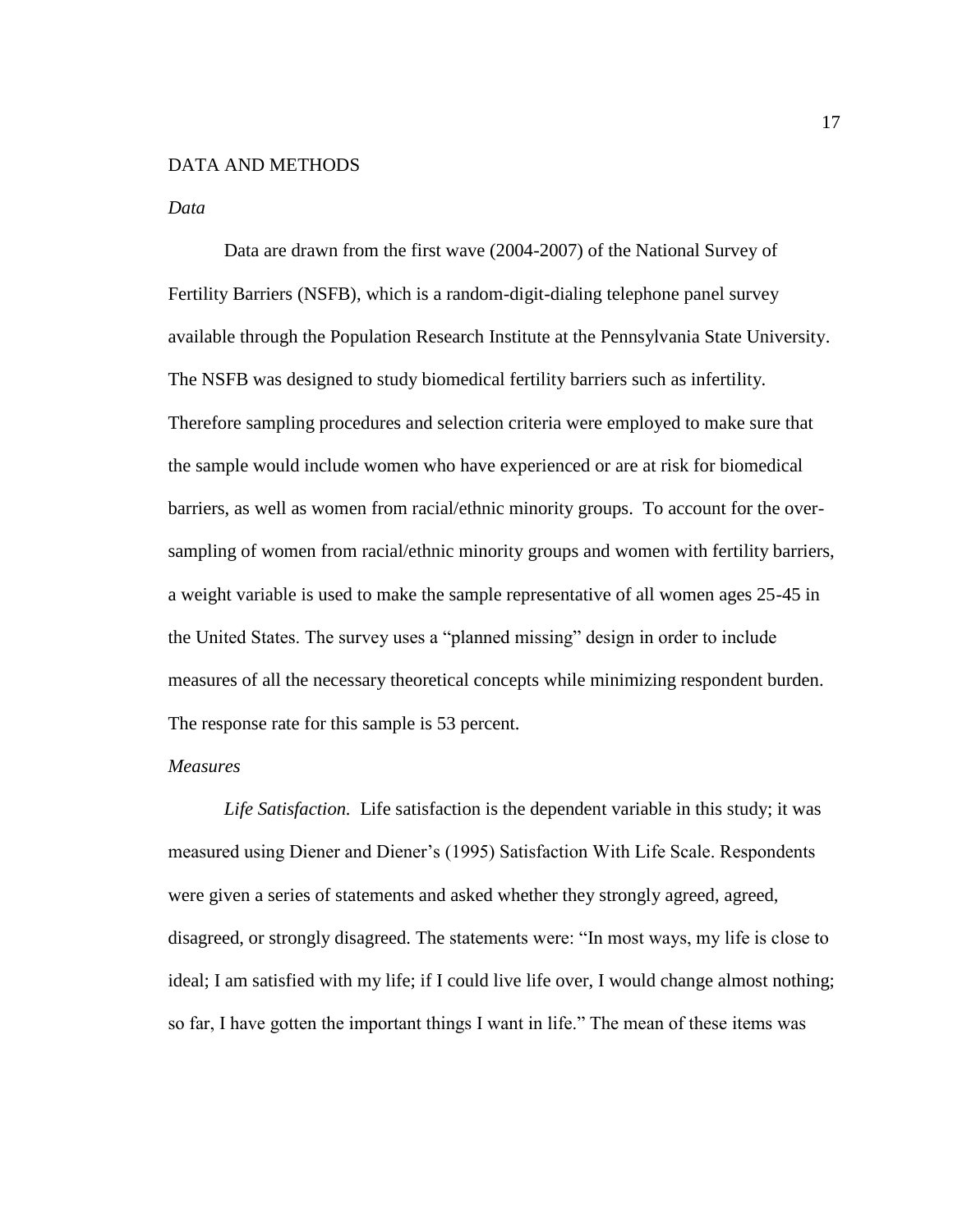# DATA AND METHODS

## *Data*

Data are drawn from the first wave (2004-2007) of the National Survey of Fertility Barriers (NSFB), which is a random-digit-dialing telephone panel survey available through the Population Research Institute at the Pennsylvania State University. The NSFB was designed to study biomedical fertility barriers such as infertility. Therefore sampling procedures and selection criteria were employed to make sure that the sample would include women who have experienced or are at risk for biomedical barriers, as well as women from racial/ethnic minority groups. To account for the over-sampling of women from racial/ethnic minority groups and women with fertility barriers, a weight variable is used to make the sample representative of all women ages 25-45 in the United States. The survey uses a "planned missing" design in order to include measures of all the necessary theoretical concepts while minimizing respondent burden. The response rate for this sample is 53 percent.

## *Measures*

*Life Satisfaction.* Life satisfaction is the dependent variable in this study; it was measured using Diener and Diener's (1995) Satisfaction With Life Scale. Respondents were given a series of statements and asked whether they strongly agreed, agreed, disagreed, or strongly disagreed. The statements were: "In most ways, my life is close to ideal; I am satisfied with my life; if I could live life over, I would change almost nothing; so far, I have gotten the important things I want in life." The mean of these items was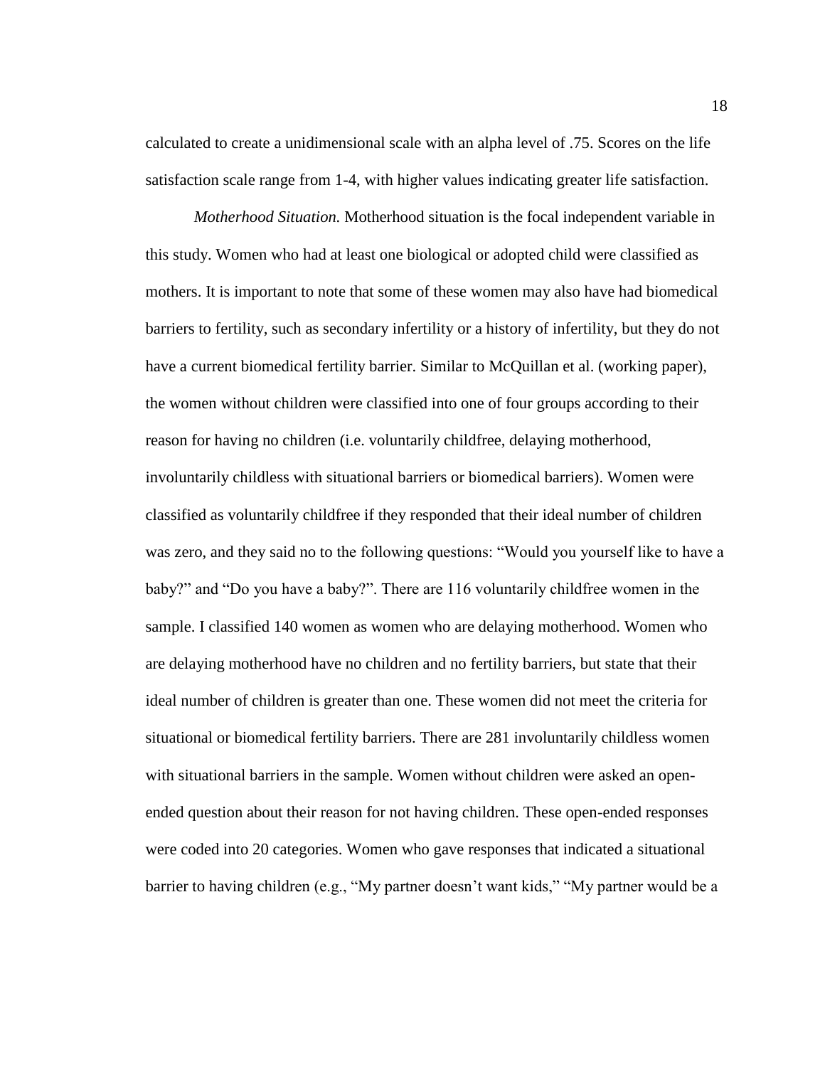calculated to create a unidimensional scale with an alpha level of .75. Scores on the life satisfaction scale range from 1-4, with higher values indicating greater life satisfaction.

*Motherhood Situation.* Motherhood situation is the focal independent variable in this study. Women who had at least one biological or adopted child were classified as mothers. It is important to note that some of these women may also have had biomedical barriers to fertility, such as secondary infertility or a history of infertility, but they do not have a current biomedical fertility barrier. Similar to McQuillan et al. (working paper), the women without children were classified into one of four groups according to their reason for having no children (i.e. voluntarily childfree, delaying motherhood, involuntarily childless with situational barriers or biomedical barriers). Women were classified as voluntarily childfree if they responded that their ideal number of children was zero, and they said no to the following questions: "Would you yourself like to have a baby?" and "Do you have a baby?". There are 116 voluntarily childfree women in the sample. I classified 140 women as women who are delaying motherhood. Women who are delaying motherhood have no children and no fertility barriers, but state that their ideal number of children is greater than one. These women did not meet the criteria for situational or biomedical fertility barriers. There are 281 involuntarily childless women with situational barriers in the sample. Women without children were asked an open-ended question about their reason for not having children. These open-ended responses were coded into 20 categories. Women who gave responses that indicated a situational barrier to having children (e.g., "My partner doesn't want kids," "My partner would be a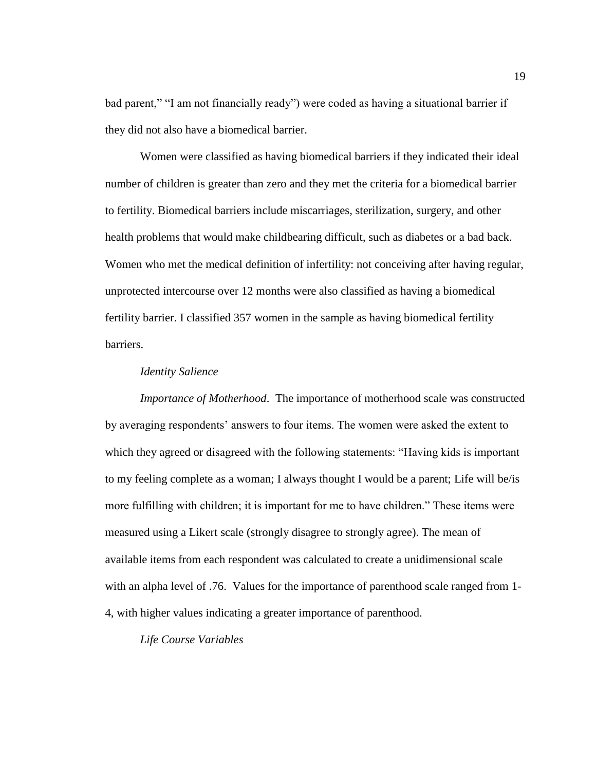bad parent," "I am not financially ready") were coded as having a situational barrier if they did not also have a biomedical barrier.

Women were classified as having biomedical barriers if they indicated their ideal number of children is greater than zero and they met the criteria for a biomedical barrier to fertility. Biomedical barriers include miscarriages, sterilization, surgery, and other health problems that would make childbearing difficult, such as diabetes or a bad back. Women who met the medical definition of infertility: not conceiving after having regular, unprotected intercourse over 12 months were also classified as having a biomedical fertility barrier. I classified 357 women in the sample as having biomedical fertility barriers.

*Identity Salience*

*Importance of Motherhood*. The importance of motherhood scale was constructed by averaging respondents' answers to four items. The women were asked the extent to which they agreed or disagreed with the following statements: "Having kids is important to my feeling complete as a woman; I always thought I would be a parent; Life will be/is more fulfilling with children; it is important for me to have children." These items were measured using a Likert scale (strongly disagree to strongly agree). The mean of available items from each respondent was calculated to create a unidimensional scale with an alpha level of .76. Values for the importance of parenthood scale ranged from 1-4, with higher values indicating a greater importance of parenthood.

*Life Course Variables*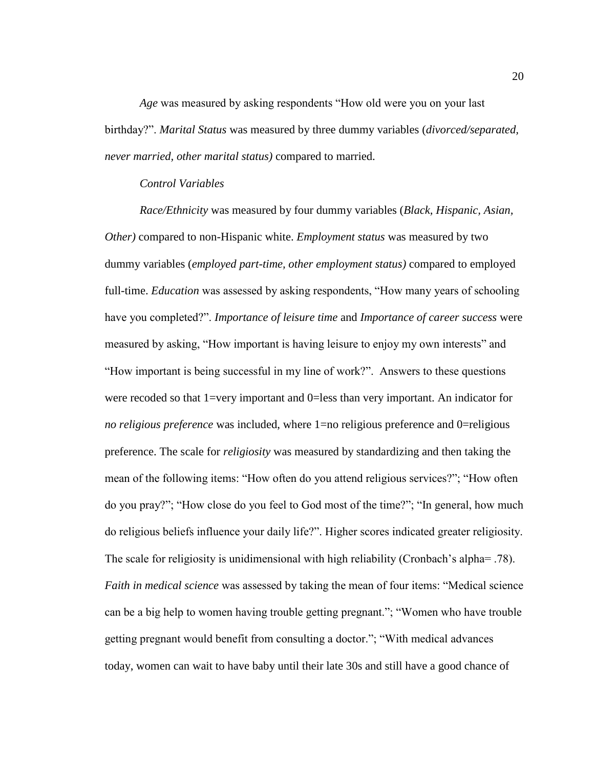*Age* was measured by asking respondents "How old were you on your last birthday?". *Marital Status* was measured by three dummy variables (*divorced/separated, never married, other marital status)* compared to married.

### *Control Variables*

*Race/Ethnicity* was measured by four dummy variables (*Black, Hispanic, Asian, Other)* compared to non-Hispanic white. *Employment status* was measured by two dummy variables (*employed part-time, other employment status)* compared to employed full-time. *Education* was assessed by asking respondents, "How many years of schooling have you completed?". *Importance of leisure time* and *Importance of career success* were measured by asking, "How important is having leisure to enjoy my own interests" and "How important is being successful in my line of work?". Answers to these questions were recoded so that 1=very important and 0=less than very important. An indicator for *no religious preference* was included, where 1=no religious preference and 0=religious preference. The scale for *religiosity* was measured by standardizing and then taking the mean of the following items: "How often do you attend religious services?"; "How often do you pray?"; "How close do you feel to God most of the time?"; "In general, how much do religious beliefs influence your daily life?". Higher scores indicated greater religiosity. The scale for religiosity is unidimensional with high reliability (Cronbach's alpha= .78). *Faith in medical science* was assessed by taking the mean of four items: "Medical science can be a big help to women having trouble getting pregnant."; "Women who have trouble getting pregnant would benefit from consulting a doctor."; "With medical advances today, women can wait to have baby until their late 30s and still have a good chance of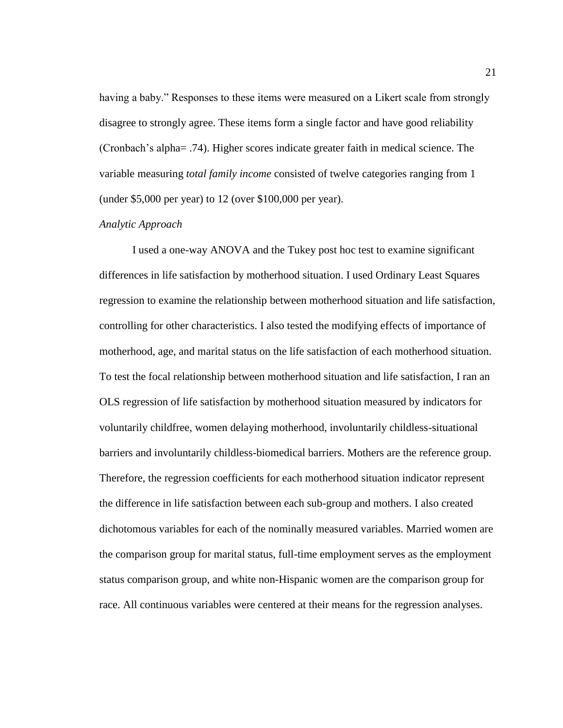having a baby." Responses to these items were measured on a Likert scale from strongly disagree to strongly agree. These items form a single factor and have good reliability (Cronbach's alpha= .74). Higher scores indicate greater faith in medical science. The variable measuring *total family income* consisted of twelve categories ranging from 1 (under $5,000 per year) to 12 (over $100,000 per year).

*Analytic Approach*

I used a one-way ANOVA and the Tukey post hoc test to examine significant differences in life satisfaction by motherhood situation. I used Ordinary Least Squares regression to examine the relationship between motherhood situation and life satisfaction, controlling for other characteristics. I also tested the modifying effects of importance of motherhood, age, and marital status on the life satisfaction of each motherhood situation. To test the focal relationship between motherhood situation and life satisfaction, I ran an OLS regression of life satisfaction by motherhood situation measured by indicators for voluntarily childfree, women delaying motherhood, involuntarily childless-situational barriers and involuntarily childless-biomedical barriers. Mothers are the reference group. Therefore, the regression coefficients for each motherhood situation indicator represent the difference in life satisfaction between each sub-group and mothers. I also created dichotomous variables for each of the nominally measured variables. Married women are the comparison group for marital status, full-time employment serves as the employment status comparison group, and white non-Hispanic women are the comparison group for race. All continuous variables were centered at their means for the regression analyses.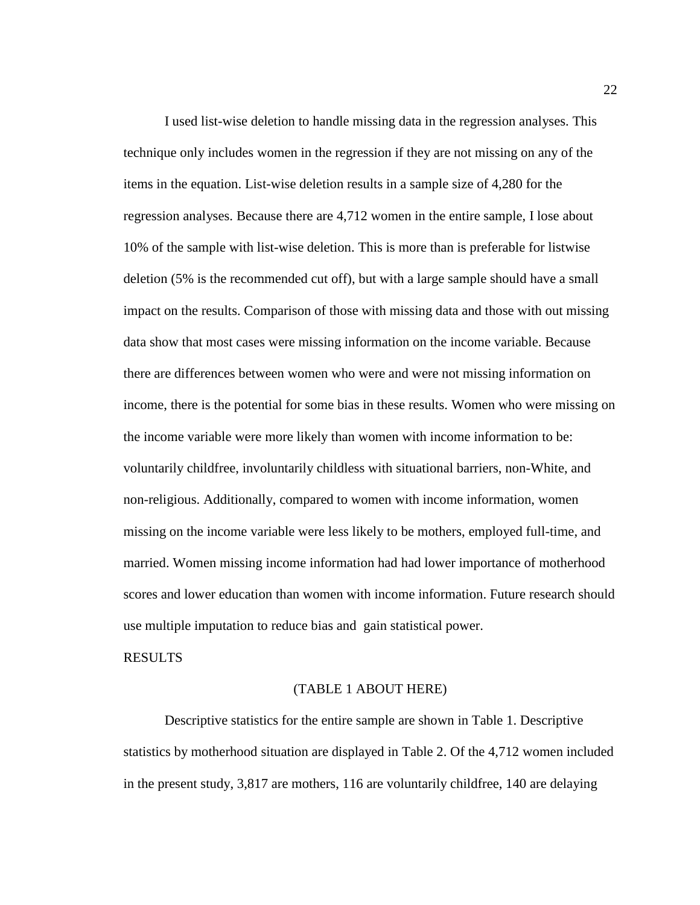I used list-wise deletion to handle missing data in the regression analyses. This technique only includes women in the regression if they are not missing on any of the items in the equation. List-wise deletion results in a sample size of 4,280 for the regression analyses. Because there are 4,712 women in the entire sample, I lose about 10% of the sample with list-wise deletion. This is more than is preferable for listwise deletion (5% is the recommended cut off), but with a large sample should have a small impact on the results. Comparison of those with missing data and those with out missing data show that most cases were missing information on the income variable. Because there are differences between women who were and were not missing information on income, there is the potential for some bias in these results. Women who were missing on the income variable were more likely than women with income information to be: voluntarily childfree, involuntarily childless with situational barriers, non-White, and non-religious. Additionally, compared to women with income information, women missing on the income variable were less likely to be mothers, employed full-time, and married. Women missing income information had had lower importance of motherhood scores and lower education than women with income information. Future research should use multiple imputation to reduce bias and gain statistical power.

RESULTS

(TABLE 1 ABOUT HERE)

Descriptive statistics for the entire sample are shown in Table 1. Descriptive statistics by motherhood situation are displayed in Table 2. Of the 4,712 women included in the present study, 3,817 are mothers, 116 are voluntarily childfree, 140 are delaying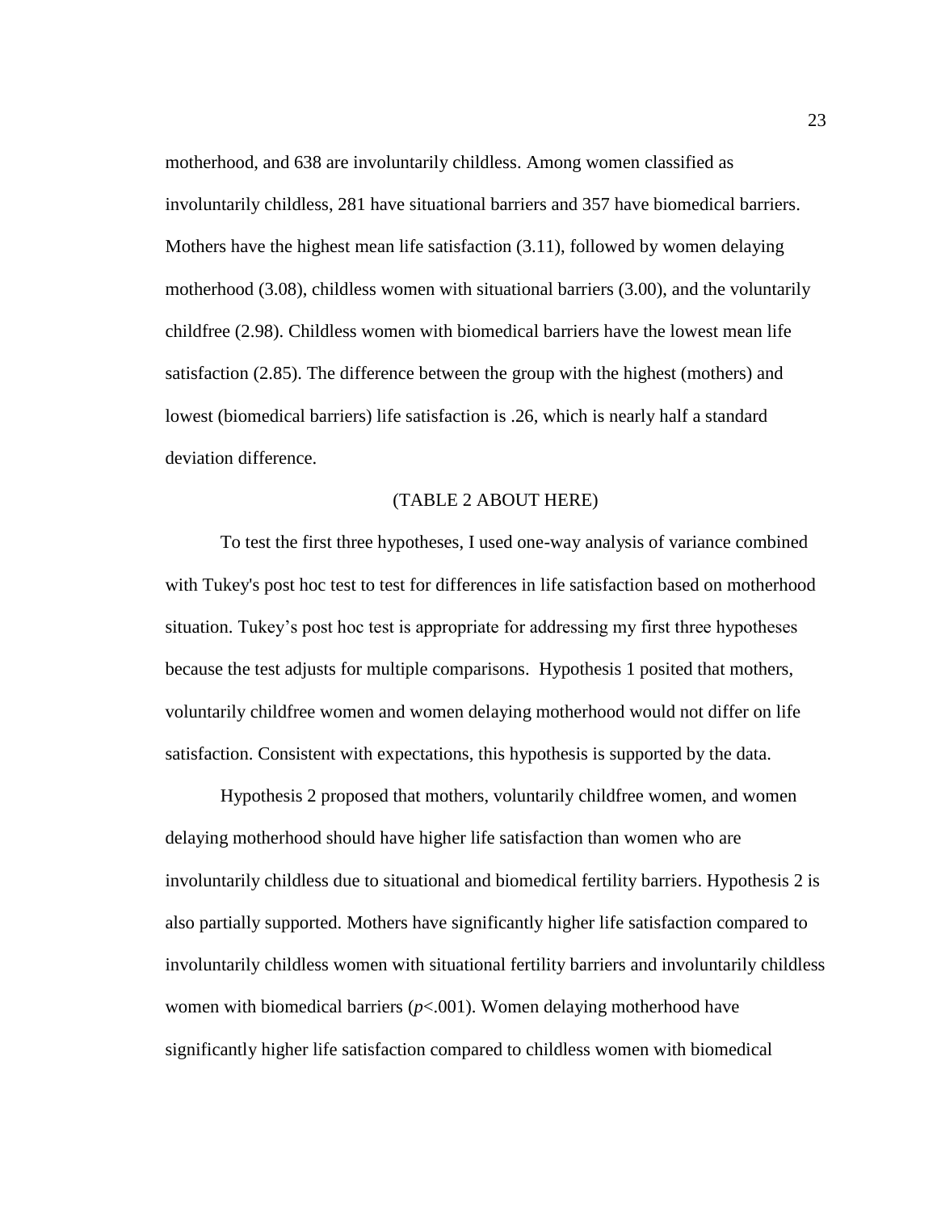motherhood, and 638 are involuntarily childless. Among women classified as involuntarily childless, 281 have situational barriers and 357 have biomedical barriers. Mothers have the highest mean life satisfaction (3.11), followed by women delaying motherhood (3.08), childless women with situational barriers (3.00), and the voluntarily childfree (2.98). Childless women with biomedical barriers have the lowest mean life satisfaction (2.85). The difference between the group with the highest (mothers) and lowest (biomedical barriers) life satisfaction is .26, which is nearly half a standard deviation difference.

(TABLE 2 ABOUT HERE)

To test the first three hypotheses, I used one-way analysis of variance combined with Tukey's post hoc test to test for differences in life satisfaction based on motherhood situation. Tukey's post hoc test is appropriate for addressing my first three hypotheses because the test adjusts for multiple comparisons. Hypothesis 1 posited that mothers, voluntarily childfree women and women delaying motherhood would not differ on life satisfaction. Consistent with expectations, this hypothesis is supported by the data.

Hypothesis 2 proposed that mothers, voluntarily childfree women, and women delaying motherhood should have higher life satisfaction than women who are involuntarily childless due to situational and biomedical fertility barriers. Hypothesis 2 is also partially supported. Mothers have significantly higher life satisfaction compared to involuntarily childless women with situational fertility barriers and involuntarily childless women with biomedical barriers ($p<.001$). Women delaying motherhood have significantly higher life satisfaction compared to childless women with biomedical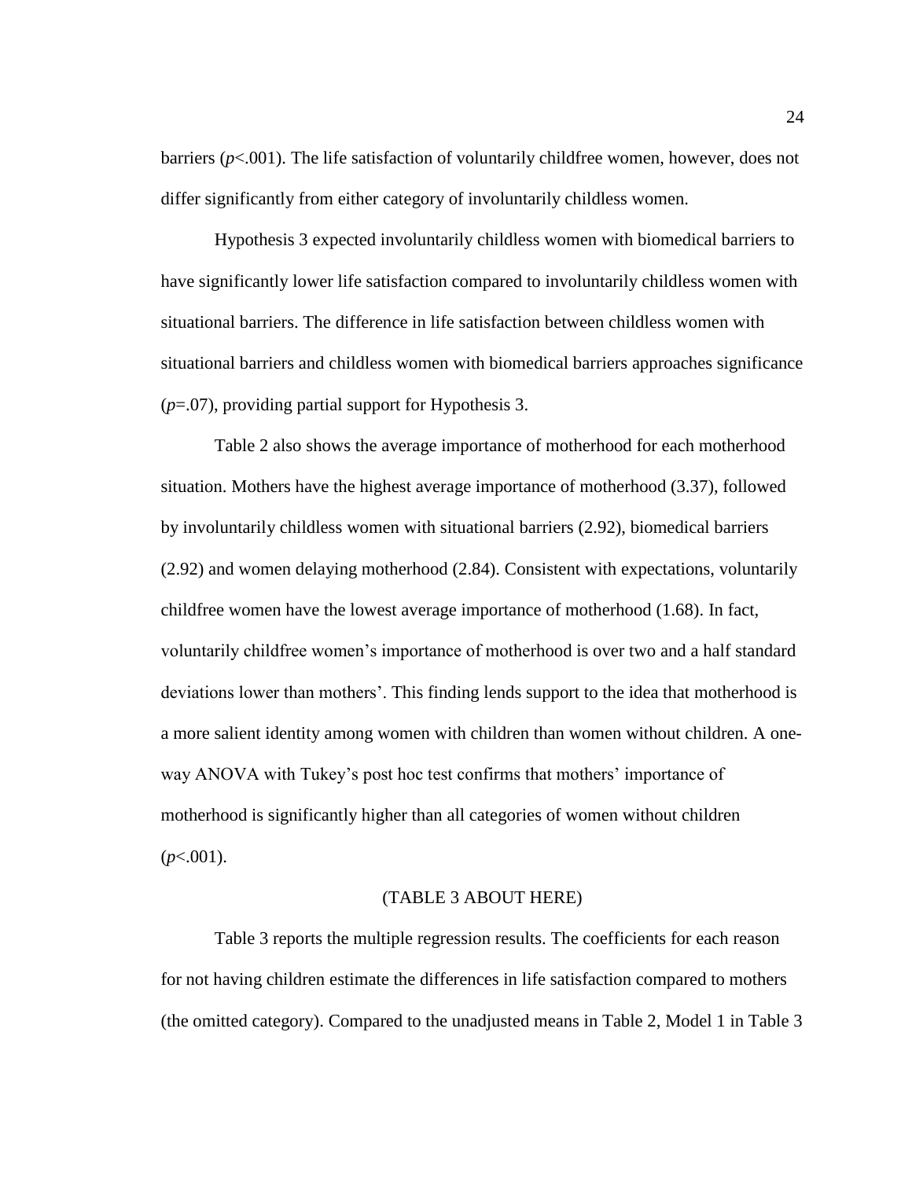barriers ($p$<.001). The life satisfaction of voluntarily childfree women, however, does not differ significantly from either category of involuntarily childless women.

Hypothesis 3 expected involuntarily childless women with biomedical barriers to have significantly lower life satisfaction compared to involuntarily childless women with situational barriers. The difference in life satisfaction between childless women with situational barriers and childless women with biomedical barriers approaches significance ($p$=.07), providing partial support for Hypothesis 3.

Table 2 also shows the average importance of motherhood for each motherhood situation. Mothers have the highest average importance of motherhood (3.37), followed by involuntarily childless women with situational barriers (2.92), biomedical barriers (2.92) and women delaying motherhood (2.84). Consistent with expectations, voluntarily childfree women have the lowest average importance of motherhood (1.68). In fact, voluntarily childfree women's importance of motherhood is over two and a half standard deviations lower than mothers'. This finding lends support to the idea that motherhood is a more salient identity among women with children than women without children. A one-way ANOVA with Tukey's post hoc test confirms that mothers' importance of motherhood is significantly higher than all categories of women without children ($p$<.001).

(TABLE 3 ABOUT HERE)

Table 3 reports the multiple regression results. The coefficients for each reason for not having children estimate the differences in life satisfaction compared to mothers (the omitted category). Compared to the unadjusted means in Table 2, Model 1 in Table 3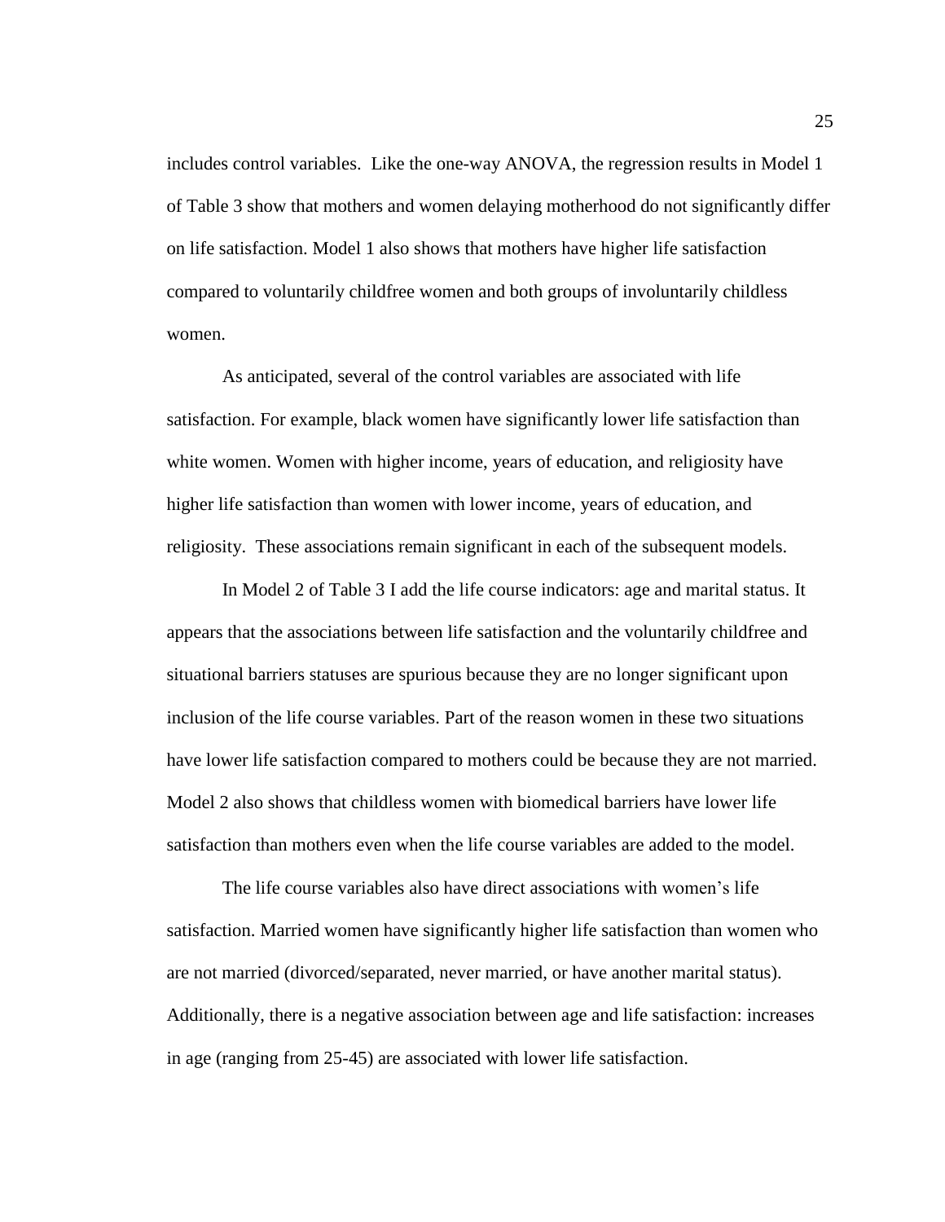includes control variables. Like the one-way ANOVA, the regression results in Model 1 of Table 3 show that mothers and women delaying motherhood do not significantly differ on life satisfaction. Model 1 also shows that mothers have higher life satisfaction compared to voluntarily childfree women and both groups of involuntarily childless women.

As anticipated, several of the control variables are associated with life satisfaction. For example, black women have significantly lower life satisfaction than white women. Women with higher income, years of education, and religiosity have higher life satisfaction than women with lower income, years of education, and religiosity. These associations remain significant in each of the subsequent models.

In Model 2 of Table 3 I add the life course indicators: age and marital status. It appears that the associations between life satisfaction and the voluntarily childfree and situational barriers statuses are spurious because they are no longer significant upon inclusion of the life course variables. Part of the reason women in these two situations have lower life satisfaction compared to mothers could be because they are not married. Model 2 also shows that childless women with biomedical barriers have lower life satisfaction than mothers even when the life course variables are added to the model.

The life course variables also have direct associations with women's life satisfaction. Married women have significantly higher life satisfaction than women who are not married (divorced/separated, never married, or have another marital status). Additionally, there is a negative association between age and life satisfaction: increases in age (ranging from 25-45) are associated with lower life satisfaction.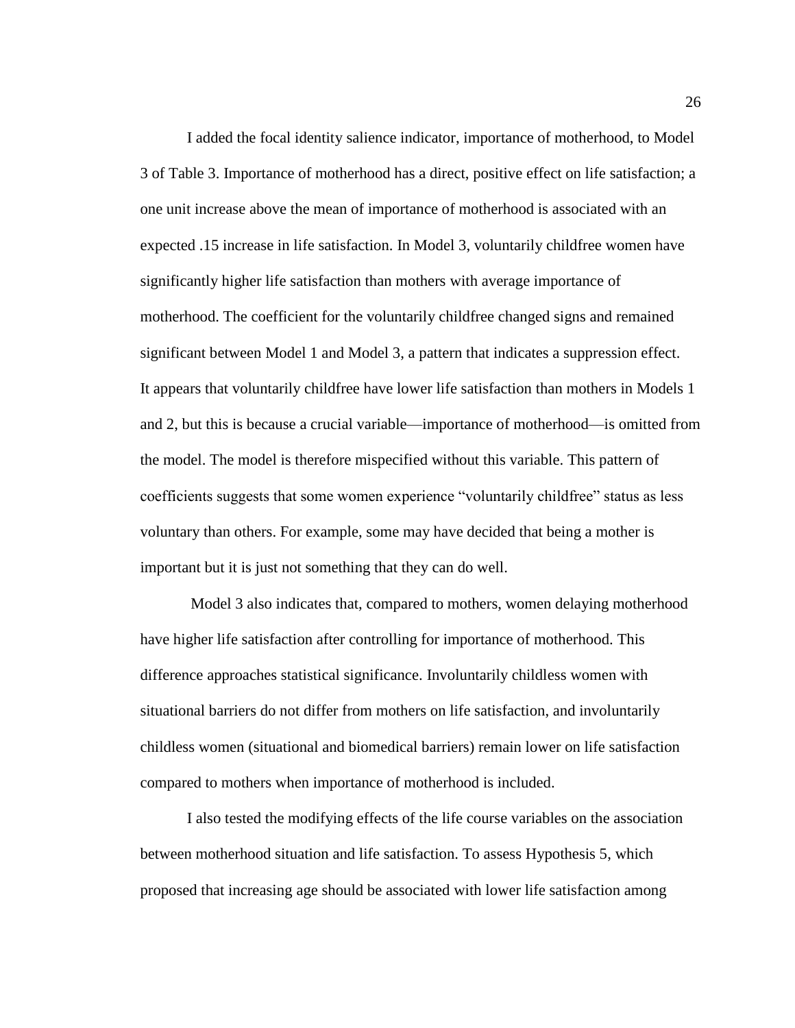I added the focal identity salience indicator, importance of motherhood, to Model 3 of Table 3. Importance of motherhood has a direct, positive effect on life satisfaction; a one unit increase above the mean of importance of motherhood is associated with an expected .15 increase in life satisfaction. In Model 3, voluntarily childfree women have significantly higher life satisfaction than mothers with average importance of motherhood. The coefficient for the voluntarily childfree changed signs and remained significant between Model 1 and Model 3, a pattern that indicates a suppression effect. It appears that voluntarily childfree have lower life satisfaction than mothers in Models 1 and 2, but this is because a crucial variable—importance of motherhood—is omitted from the model. The model is therefore mispecified without this variable. This pattern of coefficients suggests that some women experience "voluntarily childfree" status as less voluntary than others. For example, some may have decided that being a mother is important but it is just not something that they can do well.

Model 3 also indicates that, compared to mothers, women delaying motherhood have higher life satisfaction after controlling for importance of motherhood. This difference approaches statistical significance. Involuntarily childless women with situational barriers do not differ from mothers on life satisfaction, and involuntarily childless women (situational and biomedical barriers) remain lower on life satisfaction compared to mothers when importance of motherhood is included.

I also tested the modifying effects of the life course variables on the association between motherhood situation and life satisfaction. To assess Hypothesis 5, which proposed that increasing age should be associated with lower life satisfaction among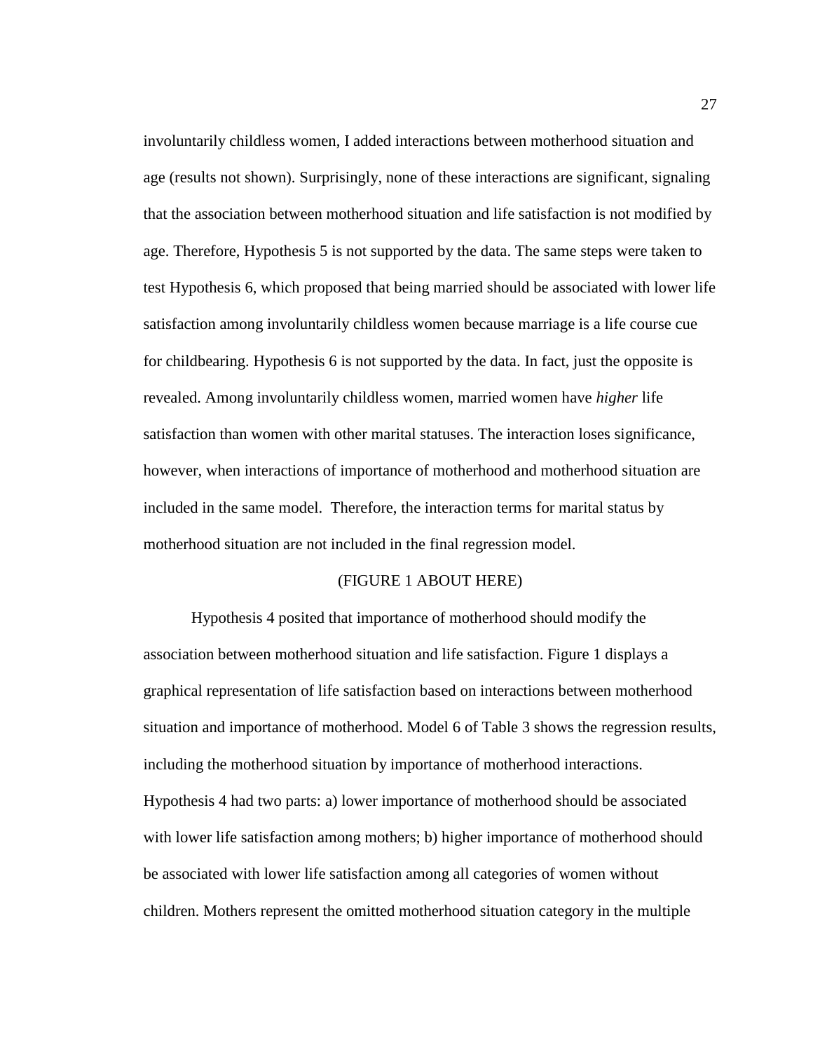involuntarily childless women, I added interactions between motherhood situation and age (results not shown). Surprisingly, none of these interactions are significant, signaling that the association between motherhood situation and life satisfaction is not modified by age. Therefore, Hypothesis 5 is not supported by the data. The same steps were taken to test Hypothesis 6, which proposed that being married should be associated with lower life satisfaction among involuntarily childless women because marriage is a life course cue for childbearing. Hypothesis 6 is not supported by the data. In fact, just the opposite is revealed. Among involuntarily childless women, married women have *higher* life satisfaction than women with other marital statuses. The interaction loses significance, however, when interactions of importance of motherhood and motherhood situation are included in the same model. Therefore, the interaction terms for marital status by motherhood situation are not included in the final regression model.

(FIGURE 1 ABOUT HERE)

Hypothesis 4 posited that importance of motherhood should modify the association between motherhood situation and life satisfaction. Figure 1 displays a graphical representation of life satisfaction based on interactions between motherhood situation and importance of motherhood. Model 6 of Table 3 shows the regression results, including the motherhood situation by importance of motherhood interactions. Hypothesis 4 had two parts: a) lower importance of motherhood should be associated with lower life satisfaction among mothers; b) higher importance of motherhood should be associated with lower life satisfaction among all categories of women without children. Mothers represent the omitted motherhood situation category in the multiple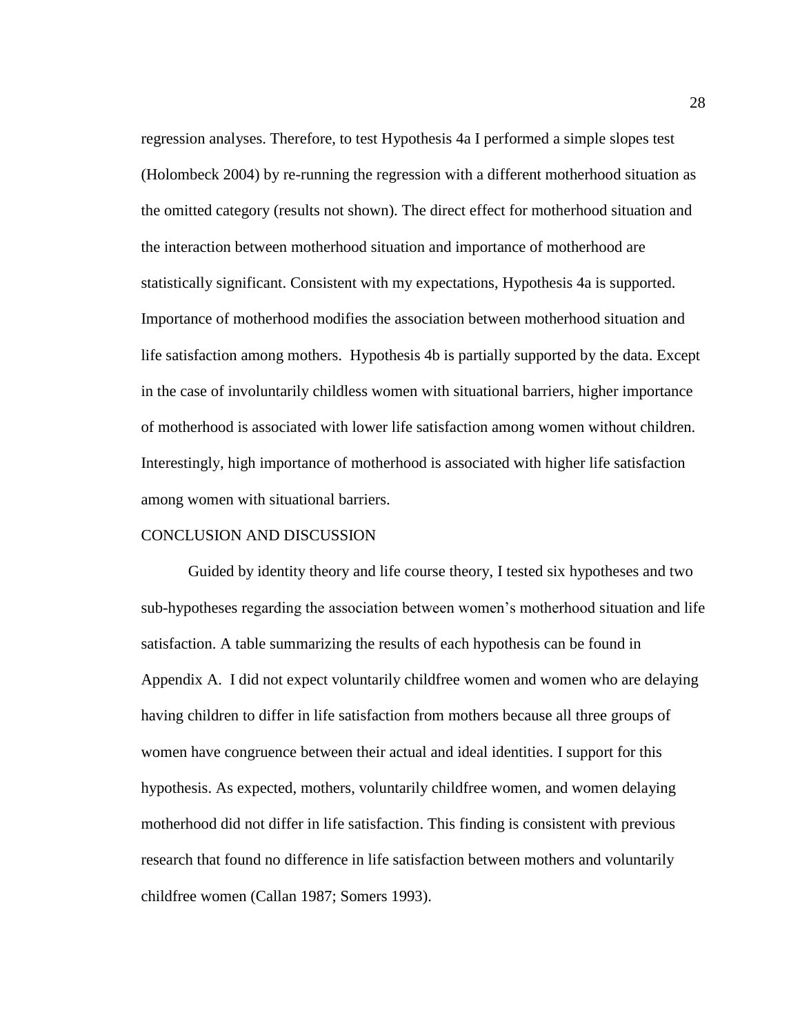regression analyses. Therefore, to test Hypothesis 4a I performed a simple slopes test (Holombeck 2004) by re-running the regression with a different motherhood situation as the omitted category (results not shown). The direct effect for motherhood situation and the interaction between motherhood situation and importance of motherhood are statistically significant. Consistent with my expectations, Hypothesis 4a is supported. Importance of motherhood modifies the association between motherhood situation and life satisfaction among mothers. Hypothesis 4b is partially supported by the data. Except in the case of involuntarily childless women with situational barriers, higher importance of motherhood is associated with lower life satisfaction among women without children. Interestingly, high importance of motherhood is associated with higher life satisfaction among women with situational barriers.

## CONCLUSION AND DISCUSSION

Guided by identity theory and life course theory, I tested six hypotheses and two sub-hypotheses regarding the association between women's motherhood situation and life satisfaction. A table summarizing the results of each hypothesis can be found in Appendix A. I did not expect voluntarily childfree women and women who are delaying having children to differ in life satisfaction from mothers because all three groups of women have congruence between their actual and ideal identities. I support for this hypothesis. As expected, mothers, voluntarily childfree women, and women delaying motherhood did not differ in life satisfaction. This finding is consistent with previous research that found no difference in life satisfaction between mothers and voluntarily childfree women (Callan 1987; Somers 1993).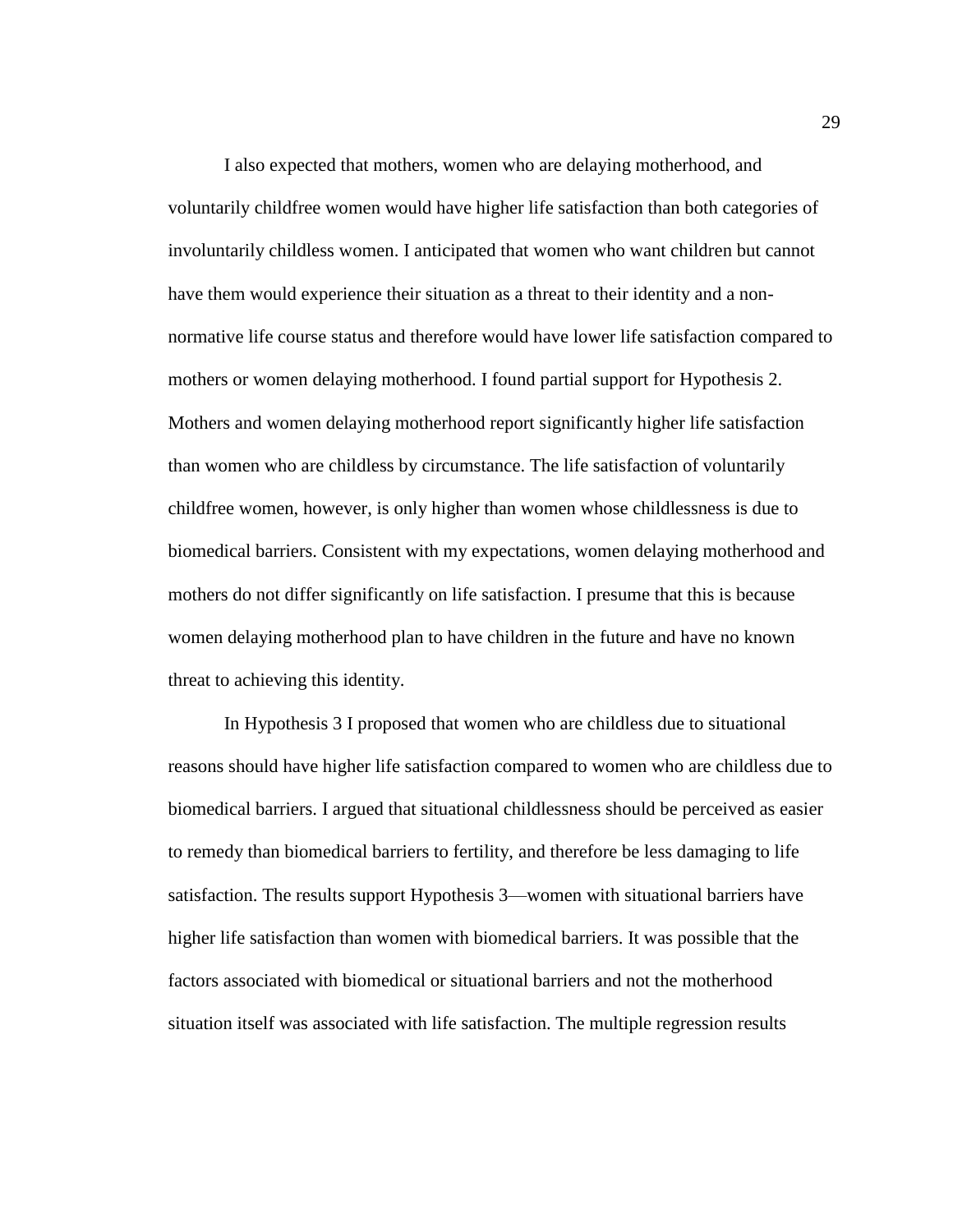I also expected that mothers, women who are delaying motherhood, and voluntarily childfree women would have higher life satisfaction than both categories of involuntarily childless women. I anticipated that women who want children but cannot have them would experience their situation as a threat to their identity and a non-normative life course status and therefore would have lower life satisfaction compared to mothers or women delaying motherhood. I found partial support for Hypothesis 2. Mothers and women delaying motherhood report significantly higher life satisfaction than women who are childless by circumstance. The life satisfaction of voluntarily childfree women, however, is only higher than women whose childlessness is due to biomedical barriers. Consistent with my expectations, women delaying motherhood and mothers do not differ significantly on life satisfaction. I presume that this is because women delaying motherhood plan to have children in the future and have no known threat to achieving this identity.

In Hypothesis 3 I proposed that women who are childless due to situational reasons should have higher life satisfaction compared to women who are childless due to biomedical barriers. I argued that situational childlessness should be perceived as easier to remedy than biomedical barriers to fertility, and therefore be less damaging to life satisfaction. The results support Hypothesis 3—women with situational barriers have higher life satisfaction than women with biomedical barriers. It was possible that the factors associated with biomedical or situational barriers and not the motherhood situation itself was associated with life satisfaction. The multiple regression results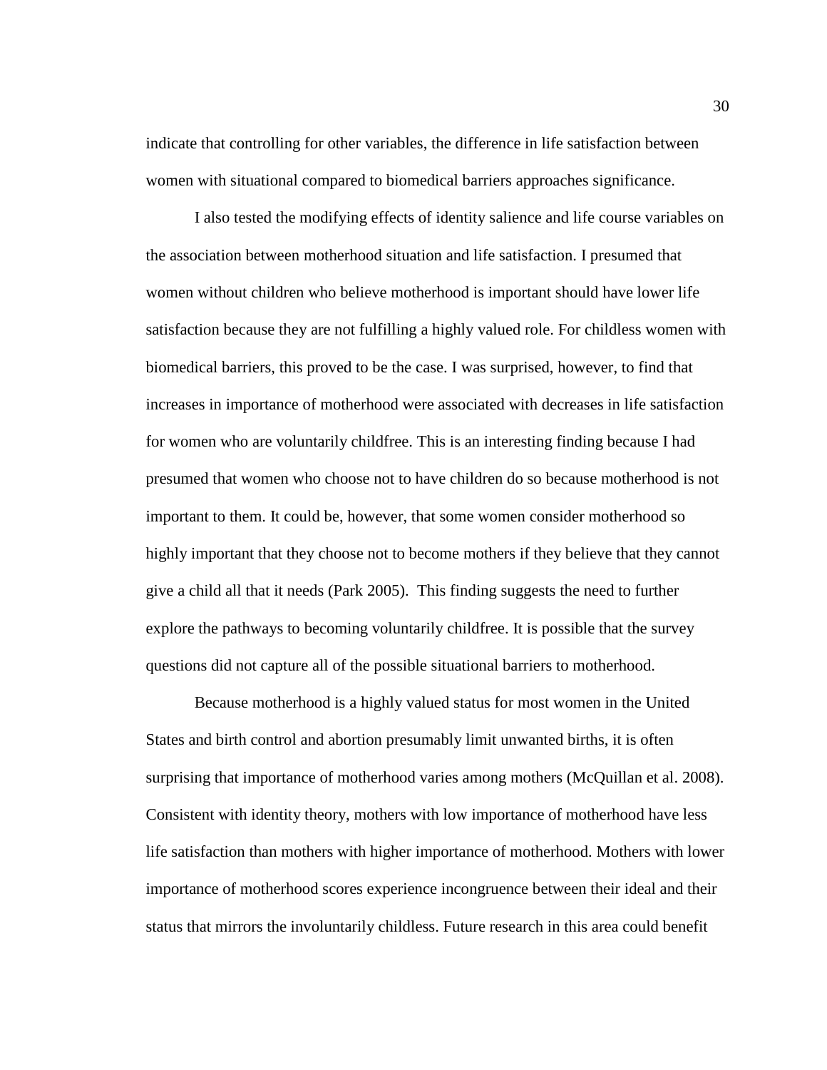indicate that controlling for other variables, the difference in life satisfaction between women with situational compared to biomedical barriers approaches significance.

I also tested the modifying effects of identity salience and life course variables on the association between motherhood situation and life satisfaction. I presumed that women without children who believe motherhood is important should have lower life satisfaction because they are not fulfilling a highly valued role. For childless women with biomedical barriers, this proved to be the case. I was surprised, however, to find that increases in importance of motherhood were associated with decreases in life satisfaction for women who are voluntarily childfree. This is an interesting finding because I had presumed that women who choose not to have children do so because motherhood is not important to them. It could be, however, that some women consider motherhood so highly important that they choose not to become mothers if they believe that they cannot give a child all that it needs (Park 2005). This finding suggests the need to further explore the pathways to becoming voluntarily childfree. It is possible that the survey questions did not capture all of the possible situational barriers to motherhood.

Because motherhood is a highly valued status for most women in the United States and birth control and abortion presumably limit unwanted births, it is often surprising that importance of motherhood varies among mothers (McQuillan et al. 2008). Consistent with identity theory, mothers with low importance of motherhood have less life satisfaction than mothers with higher importance of motherhood. Mothers with lower importance of motherhood scores experience incongruence between their ideal and their status that mirrors the involuntarily childless. Future research in this area could benefit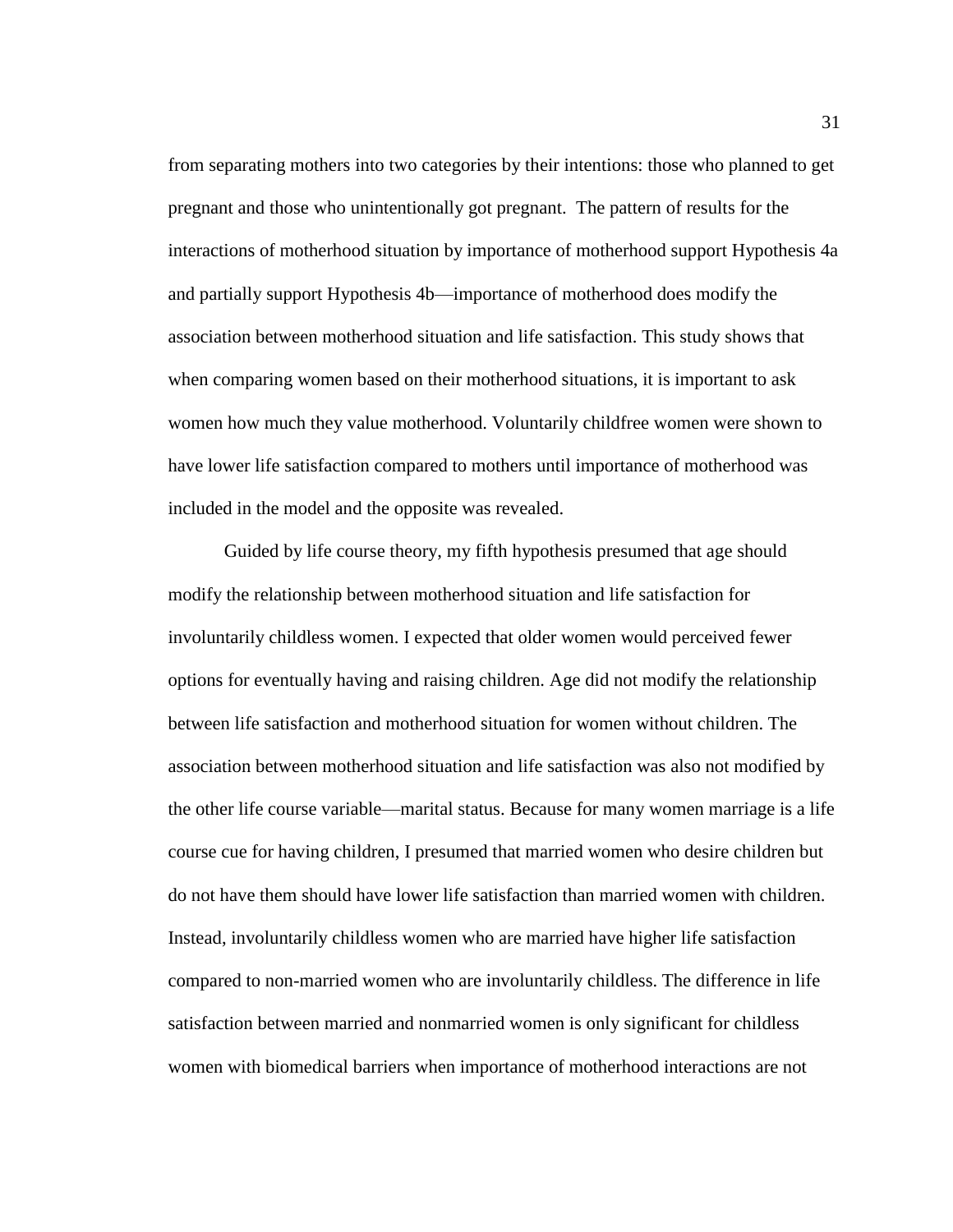from separating mothers into two categories by their intentions: those who planned to get pregnant and those who unintentionally got pregnant.  The pattern of results for the interactions of motherhood situation by importance of motherhood support Hypothesis 4a and partially support Hypothesis 4b—importance of motherhood does modify the association between motherhood situation and life satisfaction. This study shows that when comparing women based on their motherhood situations, it is important to ask women how much they value motherhood. Voluntarily childfree women were shown to have lower life satisfaction compared to mothers until importance of motherhood was included in the model and the opposite was revealed.

Guided by life course theory, my fifth hypothesis presumed that age should modify the relationship between motherhood situation and life satisfaction for involuntarily childless women. I expected that older women would perceived fewer options for eventually having and raising children. Age did not modify the relationship between life satisfaction and motherhood situation for women without children. The association between motherhood situation and life satisfaction was also not modified by the other life course variable—marital status. Because for many women marriage is a life course cue for having children, I presumed that married women who desire children but do not have them should have lower life satisfaction than married women with children. Instead, involuntarily childless women who are married have higher life satisfaction compared to non-married women who are involuntarily childless. The difference in life satisfaction between married and nonmarried women is only significant for childless women with biomedical barriers when importance of motherhood interactions are not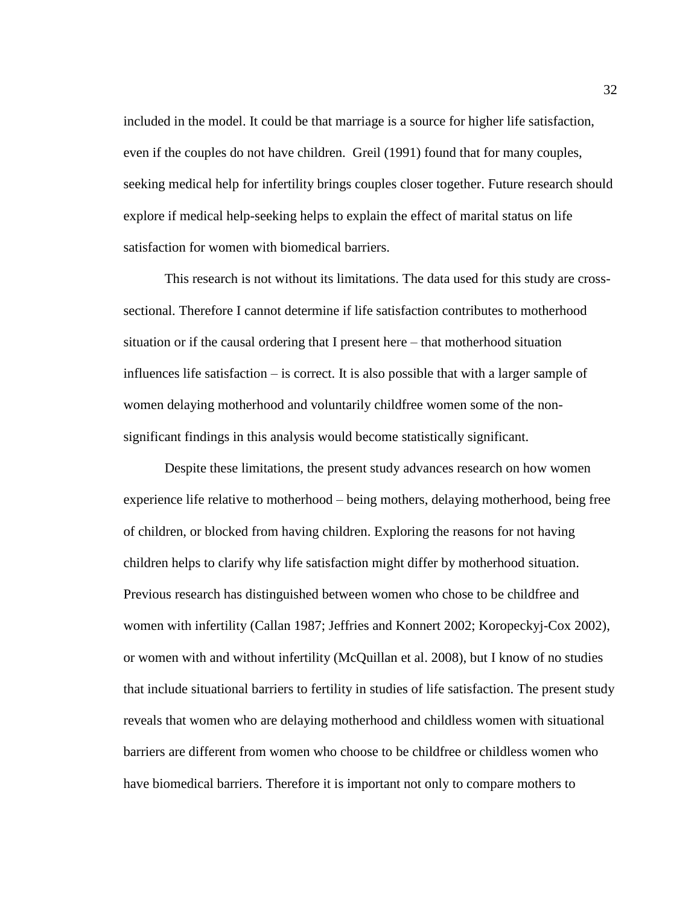included in the model. It could be that marriage is a source for higher life satisfaction, even if the couples do not have children. Greil (1991) found that for many couples, seeking medical help for infertility brings couples closer together. Future research should explore if medical help-seeking helps to explain the effect of marital status on life satisfaction for women with biomedical barriers.

This research is not without its limitations. The data used for this study are cross-sectional. Therefore I cannot determine if life satisfaction contributes to motherhood situation or if the causal ordering that I present here – that motherhood situation influences life satisfaction – is correct. It is also possible that with a larger sample of women delaying motherhood and voluntarily childfree women some of the non-significant findings in this analysis would become statistically significant.

Despite these limitations, the present study advances research on how women experience life relative to motherhood – being mothers, delaying motherhood, being free of children, or blocked from having children. Exploring the reasons for not having children helps to clarify why life satisfaction might differ by motherhood situation. Previous research has distinguished between women who chose to be childfree and women with infertility (Callan 1987; Jeffries and Konnert 2002; Koropeckyj-Cox 2002), or women with and without infertility (McQuillan et al. 2008), but I know of no studies that include situational barriers to fertility in studies of life satisfaction. The present study reveals that women who are delaying motherhood and childless women with situational barriers are different from women who choose to be childfree or childless women who have biomedical barriers. Therefore it is important not only to compare mothers to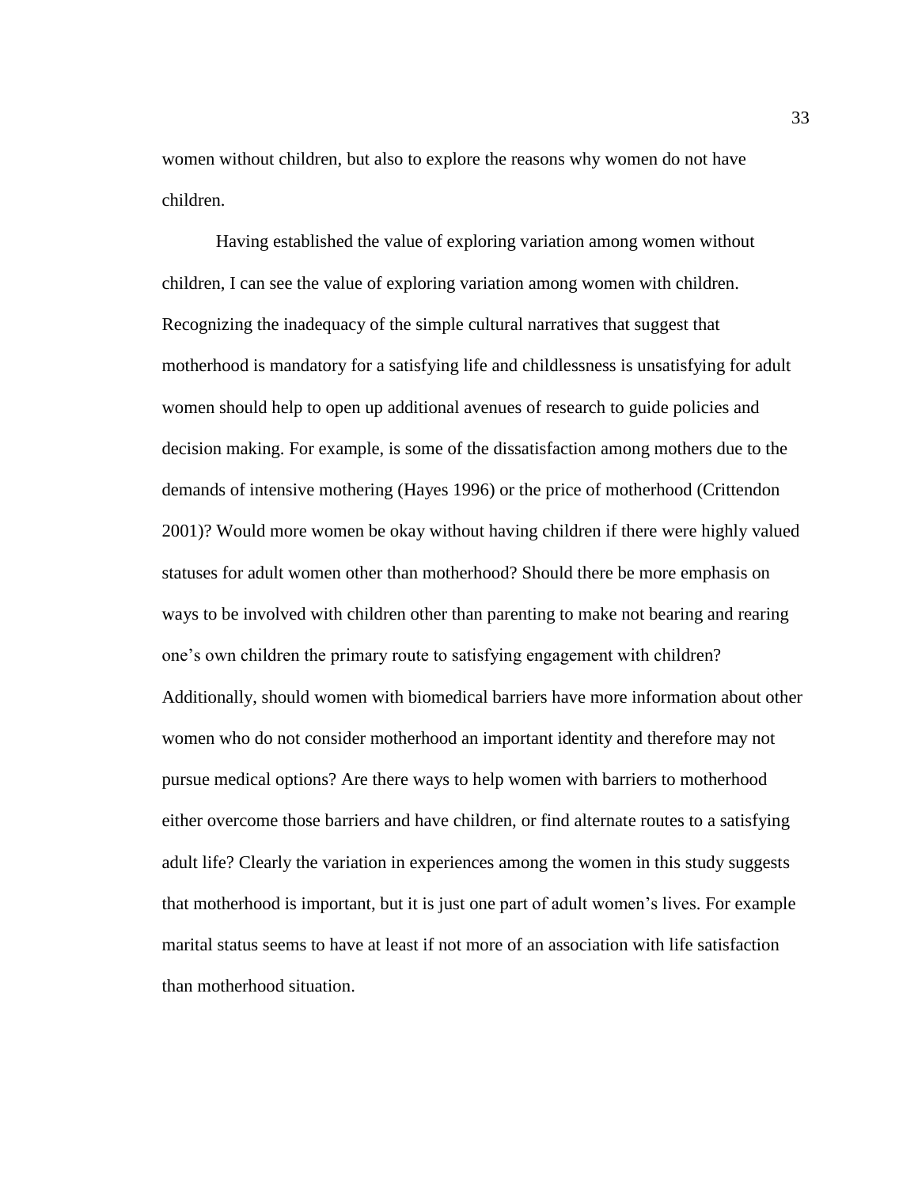women without children, but also to explore the reasons why women do not have children.

Having established the value of exploring variation among women without children, I can see the value of exploring variation among women with children. Recognizing the inadequacy of the simple cultural narratives that suggest that motherhood is mandatory for a satisfying life and childlessness is unsatisfying for adult women should help to open up additional avenues of research to guide policies and decision making. For example, is some of the dissatisfaction among mothers due to the demands of intensive mothering (Hayes 1996) or the price of motherhood (Crittendon 2001)? Would more women be okay without having children if there were highly valued statuses for adult women other than motherhood? Should there be more emphasis on ways to be involved with children other than parenting to make not bearing and rearing one's own children the primary route to satisfying engagement with children? Additionally, should women with biomedical barriers have more information about other women who do not consider motherhood an important identity and therefore may not pursue medical options? Are there ways to help women with barriers to motherhood either overcome those barriers and have children, or find alternate routes to a satisfying adult life? Clearly the variation in experiences among the women in this study suggests that motherhood is important, but it is just one part of adult women's lives. For example marital status seems to have at least if not more of an association with life satisfaction than motherhood situation.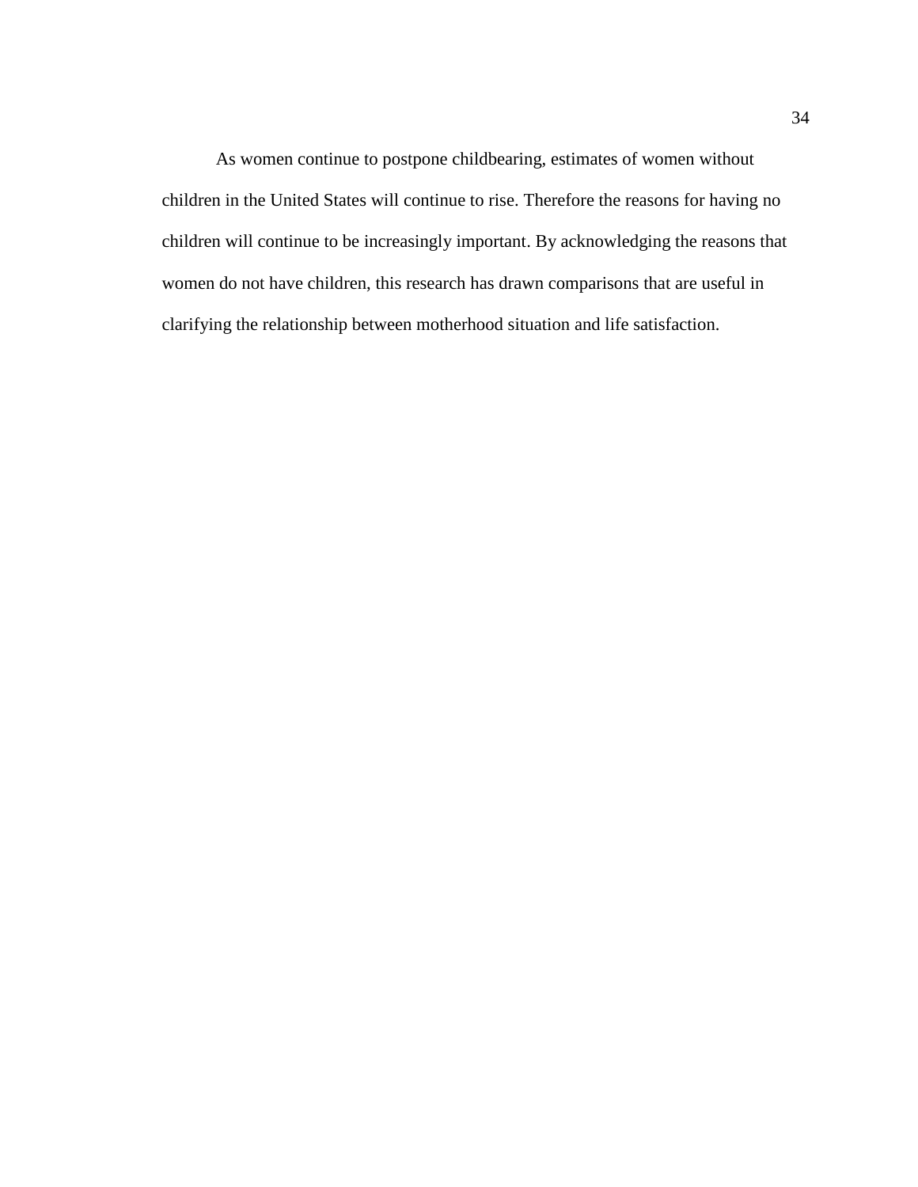As women continue to postpone childbearing, estimates of women without children in the United States will continue to rise. Therefore the reasons for having no children will continue to be increasingly important. By acknowledging the reasons that women do not have children, this research has drawn comparisons that are useful in clarifying the relationship between motherhood situation and life satisfaction.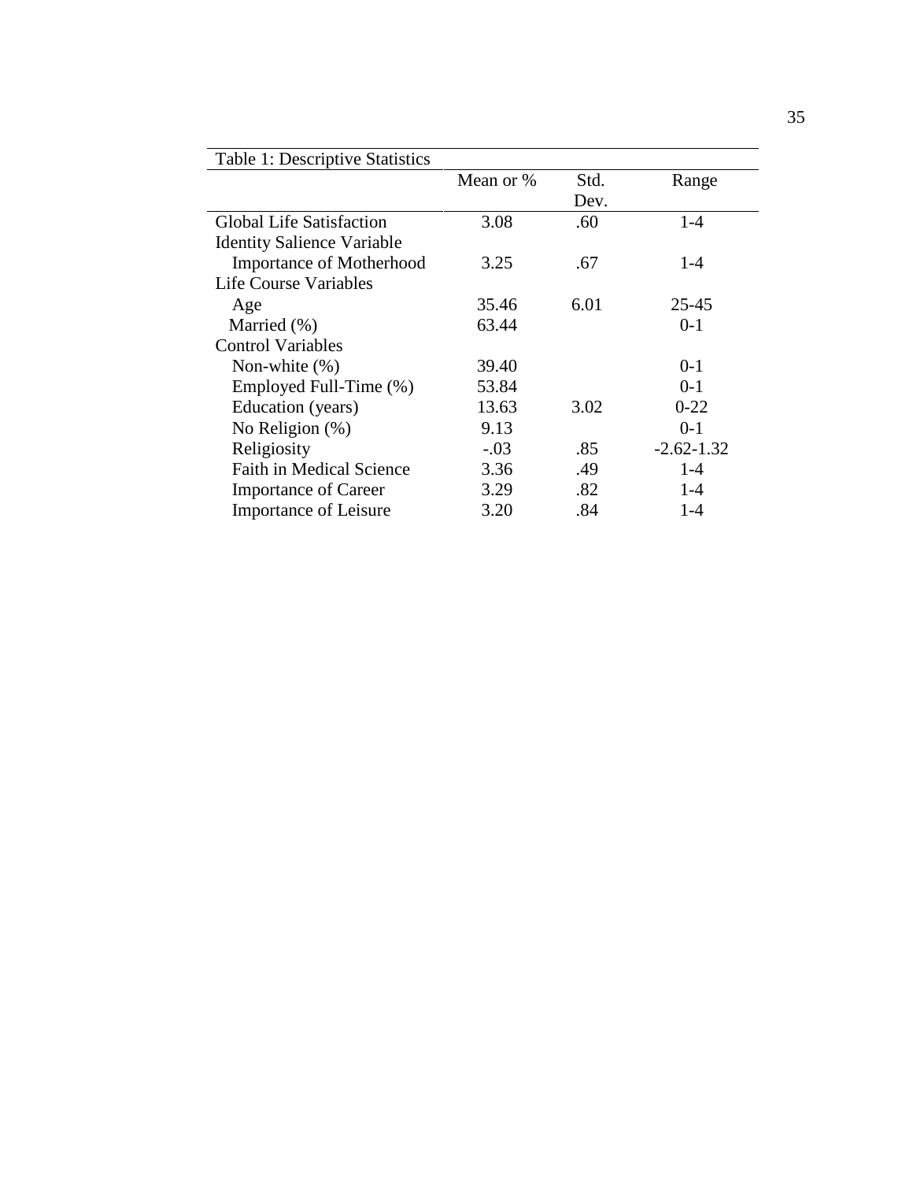Table 1: Descriptive Statistics

| | Mean or % | Std. Dev. | Range |
|---|---|---|---|
| Global Life Satisfaction | 3.08 | .60 | 1-4 |
| Identity Salience Variable | | | |
| Importance of Motherhood | 3.25 | .67 | 1-4 |
| Life Course Variables | | | |
| Age | 35.46 | 6.01 | 25-45 |
| Married (%) | 63.44 | | 0-1 |
| Control Variables | | | |
| Non-white (%) | 39.40 | | 0-1 |
| Employed Full-Time (%) | 53.84 | | 0-1 |
| Education (years) | 13.63 | 3.02 | 0-22 |
| No Religion (%) | 9.13 | | 0-1 |
| Religiosity | -.03 | .85 | -2.62-1.32 |
| Faith in Medical Science | 3.36 | .49 | 1-4 |
| Importance of Career | 3.29 | .82 | 1-4 |
| Importance of Leisure | 3.20 | .84 | 1-4 |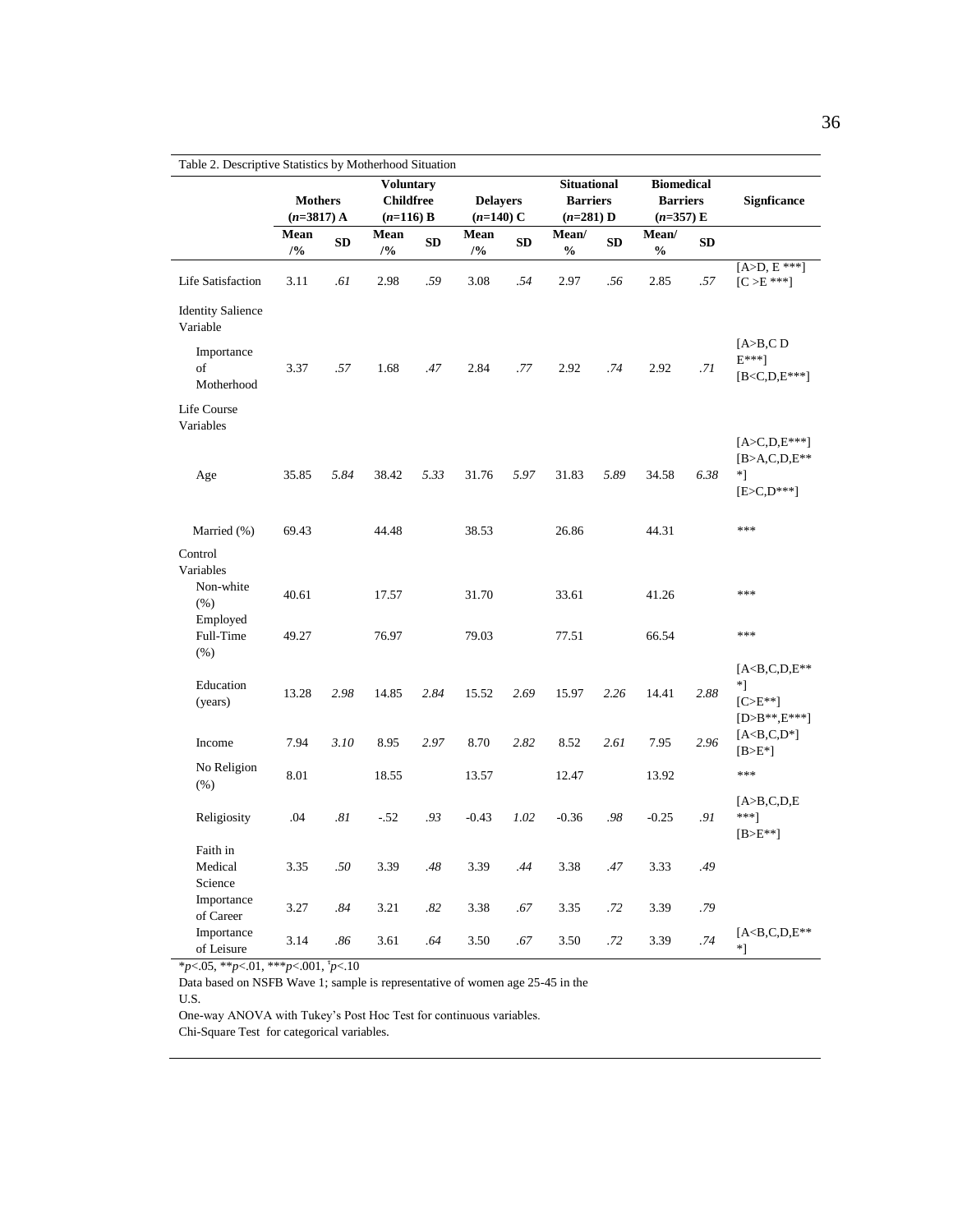Table 2. Descriptive Statistics by Motherhood Situation

| | Mothers ($n$=3817) A | | Voluntary Childfree ($n$=116) B | | Delayers ($n$=140) C | | Situational Barriers ($n$=281) D | | Biomedical Barriers ($n$=357) E | | Signficance |
|---|---|---|---|---|---|---|---|---|---|---|---|
| | Mean /% | SD | Mean /% | SD | Mean /% | SD | Mean/ % | SD | Mean/ % | SD | |
| Life Satisfaction | 3.11 | *.61* | 2.98 | *.59* | 3.08 | *.54* | 2.97 | *.56* | 2.85 | *.57* | [A>D, E ***] [C >E ***] |
| Identity Salience Variable | | | | | | | | | | | |
| Importance of Motherhood | 3.37 | *.57* | 1.68 | *.47* | 2.84 | *.77* | 2.92 | *.74* | 2.92 | *.71* | [A>B,C D E***] [B<C,D,E***] |
| Life Course Variables | | | | | | | | | | | |
| Age | 35.85 | *5.84* | 38.42 | *5.33* | 31.76 | *5.97* | 31.83 | *5.89* | 34.58 | *6.38* | [A>C,D,E***] [B>A,C,D,E***] [E>C,D***] |
| Married (%) | 69.43 | | 44.48 | | 38.53 | | 26.86 | | 44.31 | | *** |
| Control Variables | | | | | | | | | | | |
| Non-white (%) | 40.61 | | 17.57 | | 31.70 | | 33.61 | | 41.26 | | *** |
| Employed Full-Time (%) | 49.27 | | 76.97 | | 79.03 | | 77.51 | | 66.54 | | *** |
| Education (years) | 13.28 | *2.98* | 14.85 | *2.84* | 15.52 | *2.69* | 15.97 | *2.26* | 14.41 | *2.88* | [A<B,C,D,E***] [C>E**] [D>B**,E***] |
| Income | 7.94 | *3.10* | 8.95 | *2.97* | 8.70 | *2.82* | 8.52 | *2.61* | 7.95 | *2.96* | [A<B,C,D*] [B>E*] |
| No Religion (%) | 8.01 | | 18.55 | | 13.57 | | 12.47 | | 13.92 | | *** |
| Religiosity | .04 | *.81* | -.52 | *.93* | -0.43 | *1.02* | -0.36 | *.98* | -0.25 | *.91* | [A>B,C,D,E ***] [B>E**] |
| Faith in Medical Science | 3.35 | *.50* | 3.39 | *.48* | 3.39 | *.44* | 3.38 | *.47* | 3.33 | *.49* | |
| Importance of Career | 3.27 | *.84* | 3.21 | *.82* | 3.38 | *.67* | 3.35 | *.72* | 3.39 | *.79* | |
| Importance of Leisure | 3.14 | *.86* | 3.61 | *.64* | 3.50 | *.67* | 3.50 | *.72* | 3.39 | *.74* | [A<B,C,D,E***] |

*$p$<.05, **$p$<.01, ***$p$<.001, ᵗ$p$<.10

Data based on NSFB Wave 1; sample is representative of women age 25-45 in the U.S.

One-way ANOVA with Tukey's Post Hoc Test for continuous variables.

Chi-Square Test for categorical variables.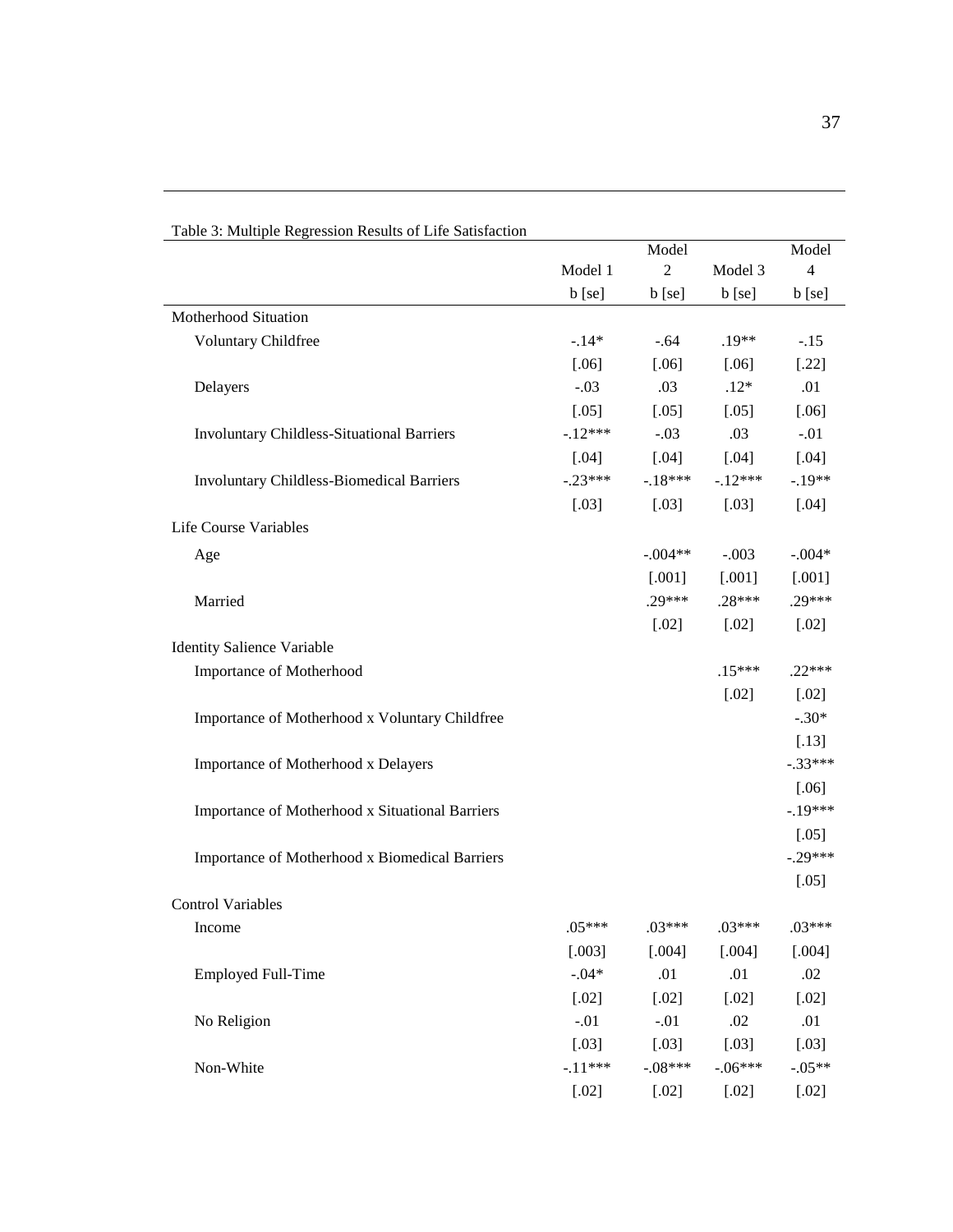Table 3: Multiple Regression Results of Life Satisfaction

| | Model 1 | Model 2 | Model 3 | Model 4 |
|---|---|---|---|---|
| | b [se] | b [se] | b [se] | b [se] |
| Motherhood Situation | | | | |
| Voluntary Childfree | -.14* | -.64 | .19** | -.15 |
| | [.06] | [.06] | [.06] | [.22] |
| Delayers | -.03 | .03 | .12* | .01 |
| | [.05] | [.05] | [.05] | [.06] |
| Involuntary Childless-Situational Barriers | -.12*** | -.03 | .03 | -.01 |
| | [.04] | [.04] | [.04] | [.04] |
| Involuntary Childless-Biomedical Barriers | -.23*** | -.18*** | -.12*** | -.19** |
| | [.03] | [.03] | [.03] | [.04] |
| Life Course Variables | | | | |
| Age | | -.004** | -.003 | -.004* |
| | | [.001] | [.001] | [.001] |
| Married | | .29*** | .28*** | .29*** |
| | | [.02] | [.02] | [.02] |
| Identity Salience Variable | | | | |
| Importance of Motherhood | | | .15*** | .22*** |
| | | | [.02] | [.02] |
| Importance of Motherhood x Voluntary Childfree | | | | -.30* |
| | | | | [.13] |
| Importance of Motherhood x Delayers | | | | -.33*** |
| | | | | [.06] |
| Importance of Motherhood x Situational Barriers | | | | -.19*** |
| | | | | [.05] |
| Importance of Motherhood x Biomedical Barriers | | | | -.29*** |
| | | | | [.05] |
| Control Variables | | | | |
| Income | .05*** | .03*** | .03*** | .03*** |
| | [.003] | [.004] | [.004] | [.004] |
| Employed Full-Time | -.04* | .01 | .01 | .02 |
| | [.02] | [.02] | [.02] | [.02] |
| No Religion | -.01 | -.01 | .02 | .01 |
| | [.03] | [.03] | [.03] | [.03] |
| Non-White | -.11*** | -.08*** | -.06*** | -.05** |
| | [.02] | [.02] | [.02] | [.02] |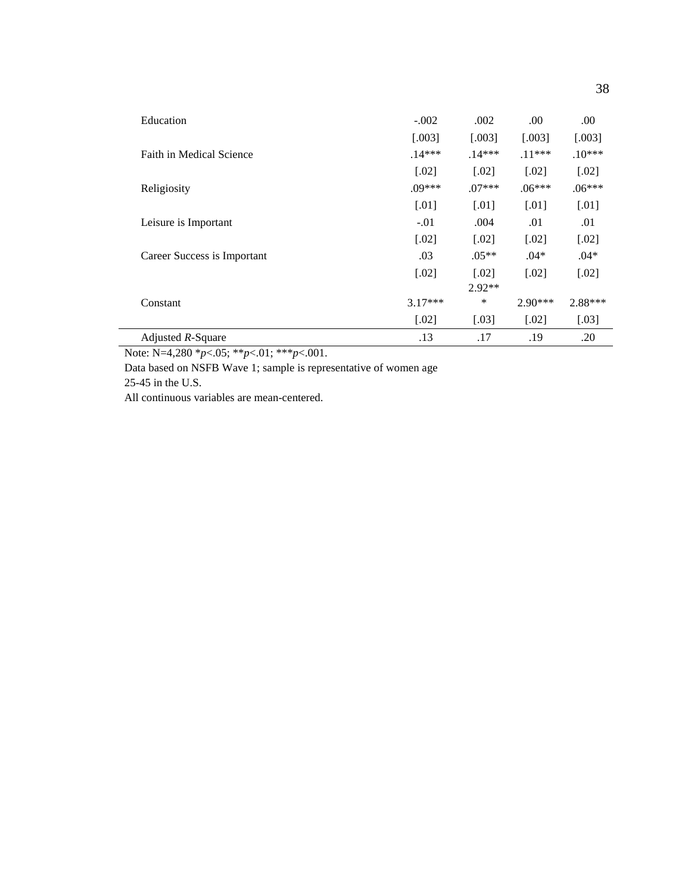| | | | | |
|---|---|---|---|---|
| Education | -.002 | .002 | .00 | .00 |
| | [.003] | [.003] | [.003] | [.003] |
| Faith in Medical Science | .14*** | .14*** | .11*** | .10*** |
| | [.02] | [.02] | [.02] | [.02] |
| Religiosity | .09*** | .07*** | .06*** | .06*** |
| | [.01] | [.01] | [.01] | [.01] |
| Leisure is Important | -.01 | .004 | .01 | .01 |
| | [.02] | [.02] | [.02] | [.02] |
| Career Success is Important | .03 | .05** | .04* | .04* |
| | [.02] | [.02] | [.02] | [.02] |
| Constant | 3.17*** | 2.92*** | 2.90*** | 2.88*** |
| | [.02] | [.03] | [.02] | [.03] |
| Adjusted *R*-Square | .13 | .17 | .19 | .20 |

Note: N=4,280 *$p$<.05; **$p$<.01; ***$p$<.001.

Data based on NSFB Wave 1; sample is representative of women age 25-45 in the U.S.

All continuous variables are mean-centered.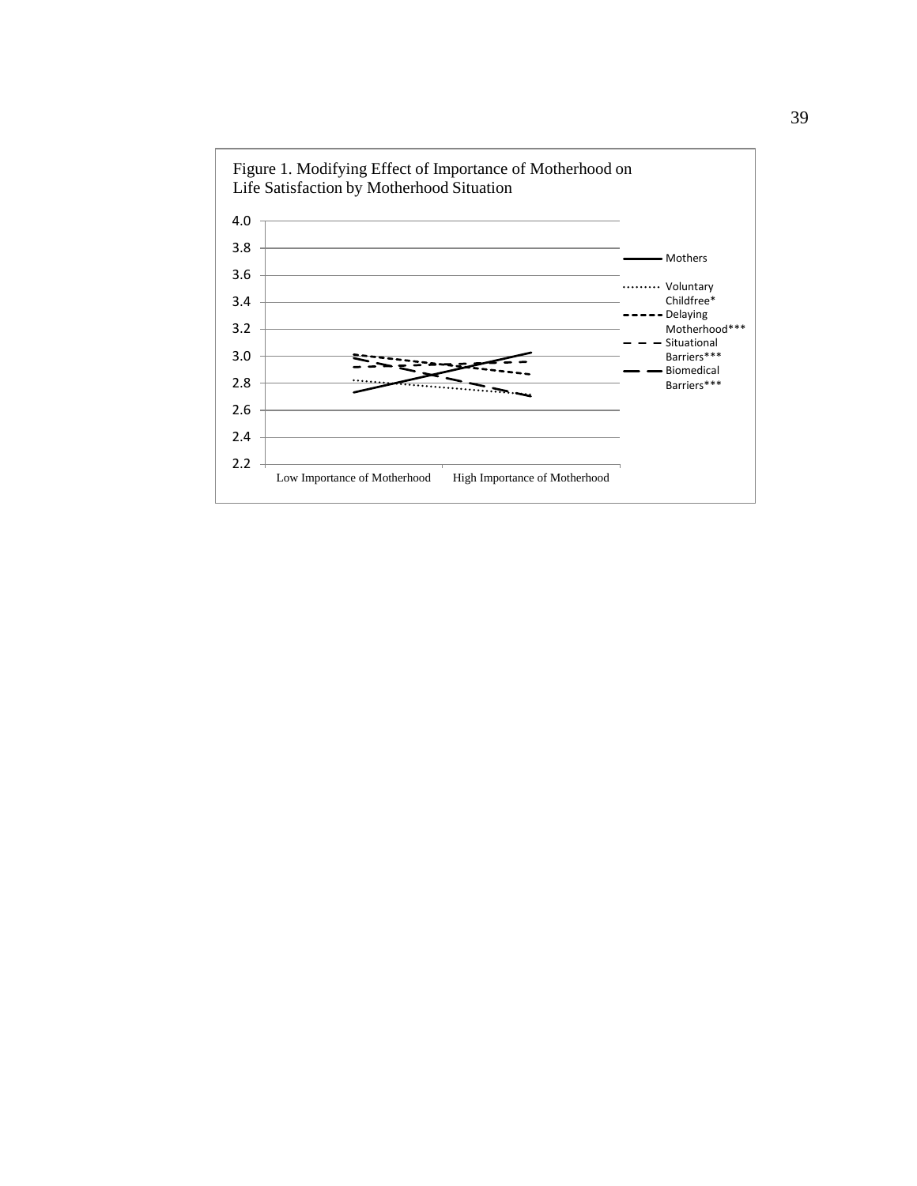Figure 1. Modifying Effect of Importance of Motherhood on Life Satisfaction by Motherhood Situation

4.0
3.8
3.6
3.4
3.2
3.0
2.8
2.6
2.4
2.2

Low Importance of Motherhood High Importance of Motherhood

Mothers
Voluntary Childfree*
Delaying Motherhood***
Situational Barriers***
Biomedical Barriers***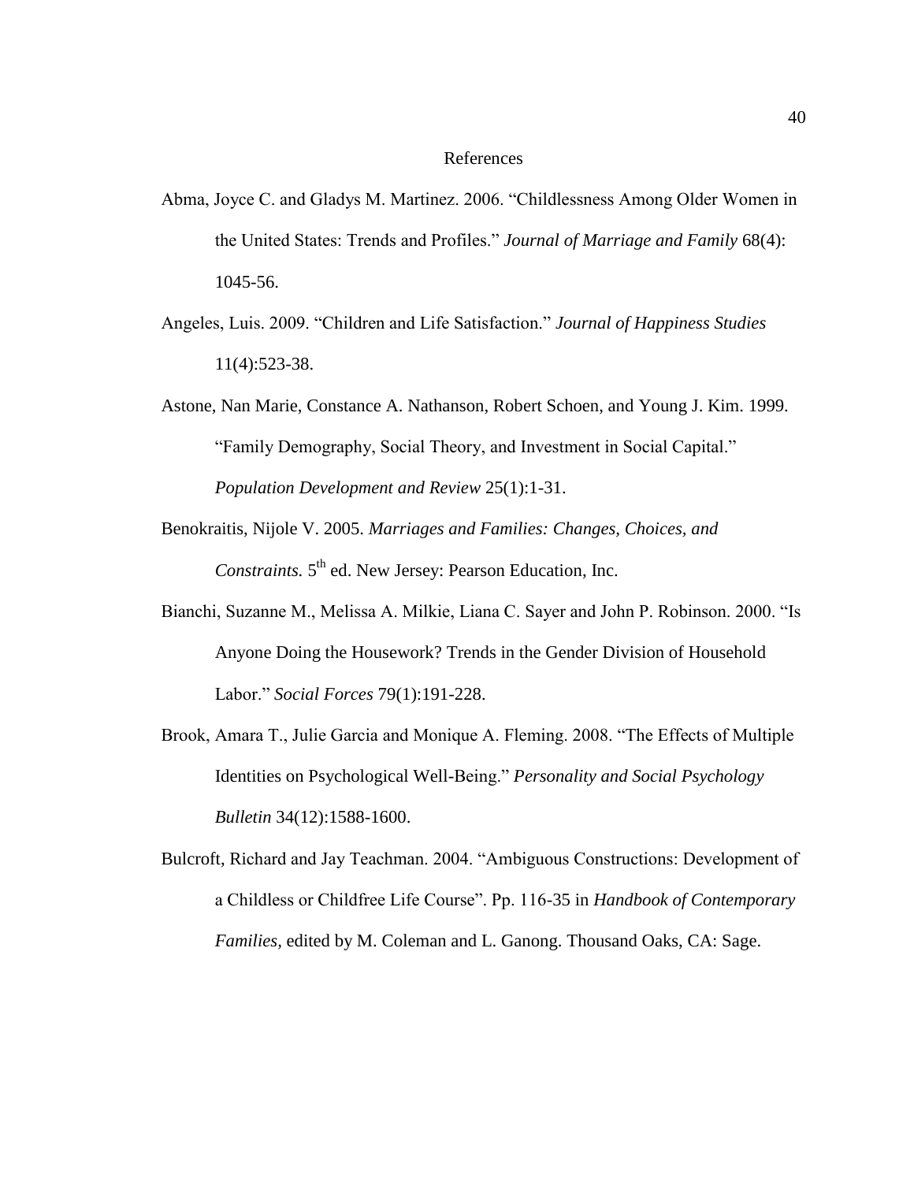# References

Abma, Joyce C. and Gladys M. Martinez. 2006. "Childlessness Among Older Women in the United States: Trends and Profiles." *Journal of Marriage and Family* 68(4): 1045-56.

Angeles, Luis. 2009. "Children and Life Satisfaction." *Journal of Happiness Studies* 11(4):523-38.

Astone, Nan Marie, Constance A. Nathanson, Robert Schoen, and Young J. Kim. 1999. "Family Demography, Social Theory, and Investment in Social Capital." *Population Development and Review* 25(1):1-31.

Benokraitis, Nijole V. 2005. *Marriages and Families: Changes, Choices, and Constraints.* 5th ed. New Jersey: Pearson Education, Inc.

Bianchi, Suzanne M., Melissa A. Milkie, Liana C. Sayer and John P. Robinson. 2000. "Is Anyone Doing the Housework? Trends in the Gender Division of Household Labor." *Social Forces* 79(1):191-228.

Brook, Amara T., Julie Garcia and Monique A. Fleming. 2008. "The Effects of Multiple Identities on Psychological Well-Being." *Personality and Social Psychology Bulletin* 34(12):1588-1600.

Bulcroft, Richard and Jay Teachman. 2004. "Ambiguous Constructions: Development of a Childless or Childfree Life Course". Pp. 116-35 in *Handbook of Contemporary Families*, edited by M. Coleman and L. Ganong. Thousand Oaks, CA: Sage.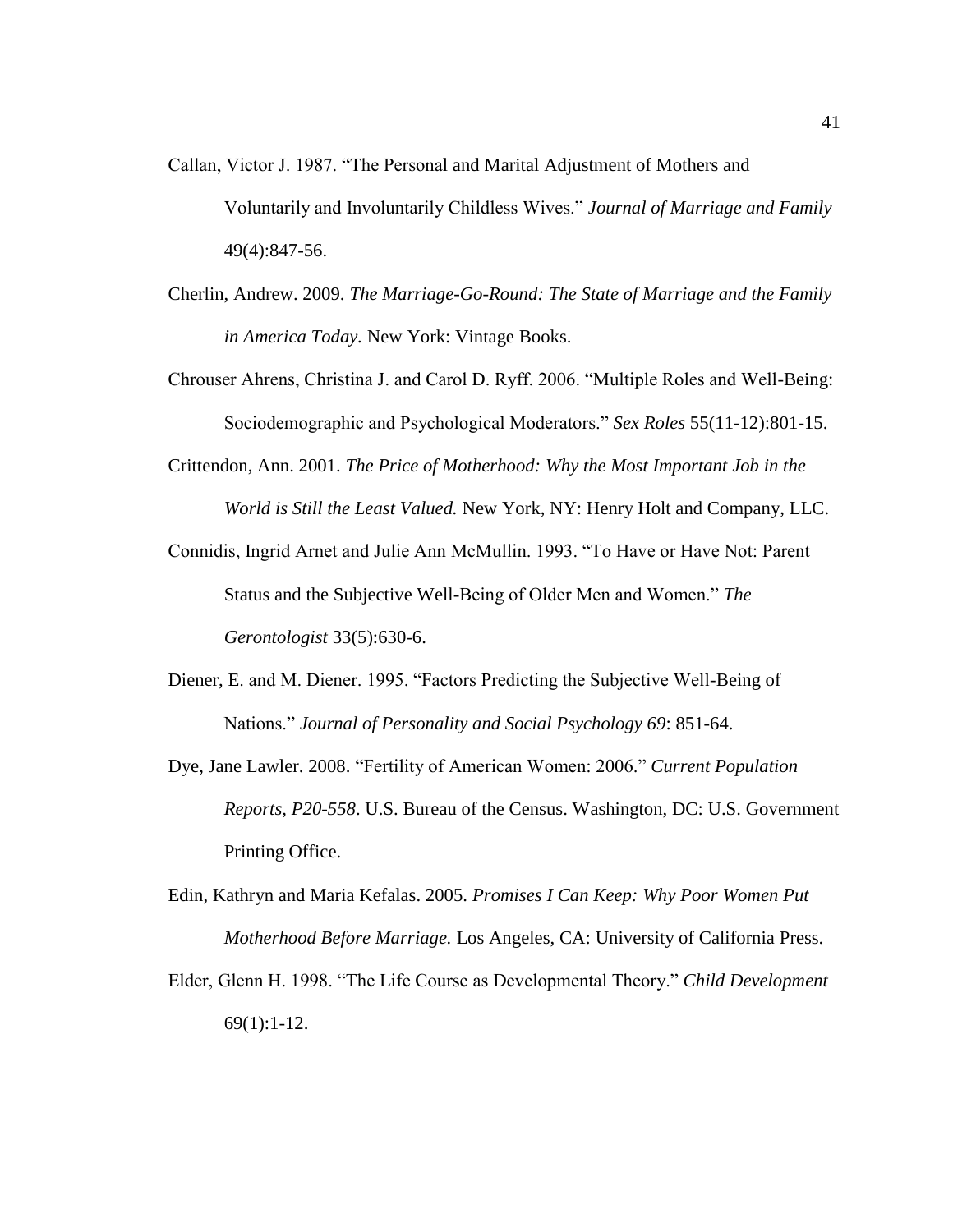Callan, Victor J. 1987. "The Personal and Marital Adjustment of Mothers and Voluntarily and Involuntarily Childless Wives." *Journal of Marriage and Family* 49(4):847-56.

Cherlin, Andrew. 2009. *The Marriage-Go-Round: The State of Marriage and the Family in America Today*. New York: Vintage Books.

Chrouser Ahrens, Christina J. and Carol D. Ryff. 2006. "Multiple Roles and Well-Being: Sociodemographic and Psychological Moderators." *Sex Roles* 55(11-12):801-15.

Crittendon, Ann. 2001. *The Price of Motherhood: Why the Most Important Job in the World is Still the Least Valued.* New York, NY: Henry Holt and Company, LLC.

Connidis, Ingrid Arnet and Julie Ann McMullin. 1993. "To Have or Have Not: Parent Status and the Subjective Well-Being of Older Men and Women." *The Gerontologist* 33(5):630-6.

Diener, E. and M. Diener. 1995. "Factors Predicting the Subjective Well-Being of Nations." *Journal of Personality and Social Psychology 69*: 851-64.

Dye, Jane Lawler. 2008. "Fertility of American Women: 2006." *Current Population Reports, P20-558*. U.S. Bureau of the Census. Washington, DC: U.S. Government Printing Office.

Edin, Kathryn and Maria Kefalas. 2005. *Promises I Can Keep: Why Poor Women Put Motherhood Before Marriage.* Los Angeles, CA: University of California Press.

Elder, Glenn H. 1998. "The Life Course as Developmental Theory." *Child Development* 69(1):1-12.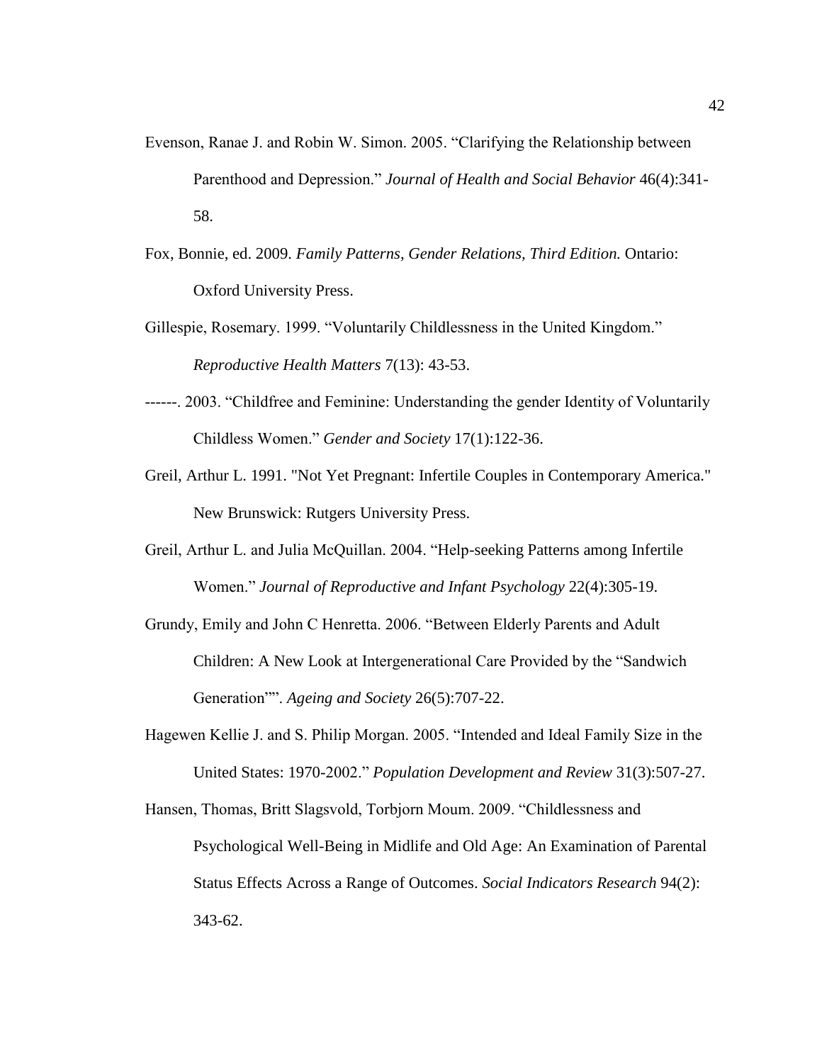Evenson, Ranae J. and Robin W. Simon. 2005. "Clarifying the Relationship between Parenthood and Depression." *Journal of Health and Social Behavior* 46(4):341-58.

Fox, Bonnie, ed. 2009. *Family Patterns, Gender Relations, Third Edition.* Ontario: Oxford University Press.

Gillespie, Rosemary. 1999. "Voluntarily Childlessness in the United Kingdom." *Reproductive Health Matters* 7(13): 43-53.

------. 2003. "Childfree and Feminine: Understanding the gender Identity of Voluntarily Childless Women." *Gender and Society* 17(1):122-36.

Greil, Arthur L. 1991. "Not Yet Pregnant: Infertile Couples in Contemporary America." New Brunswick: Rutgers University Press.

Greil, Arthur L. and Julia McQuillan. 2004. "Help-seeking Patterns among Infertile Women." *Journal of Reproductive and Infant Psychology* 22(4):305-19.

Grundy, Emily and John C Henretta. 2006. "Between Elderly Parents and Adult Children: A New Look at Intergenerational Care Provided by the "Sandwich Generation"". *Ageing and Society* 26(5):707-22.

Hagewen Kellie J. and S. Philip Morgan. 2005. "Intended and Ideal Family Size in the United States: 1970-2002." *Population Development and Review* 31(3):507-27.

Hansen, Thomas, Britt Slagsvold, Torbjorn Moum. 2009. "Childlessness and Psychological Well-Being in Midlife and Old Age: An Examination of Parental Status Effects Across a Range of Outcomes. *Social Indicators Research* 94(2): 343-62.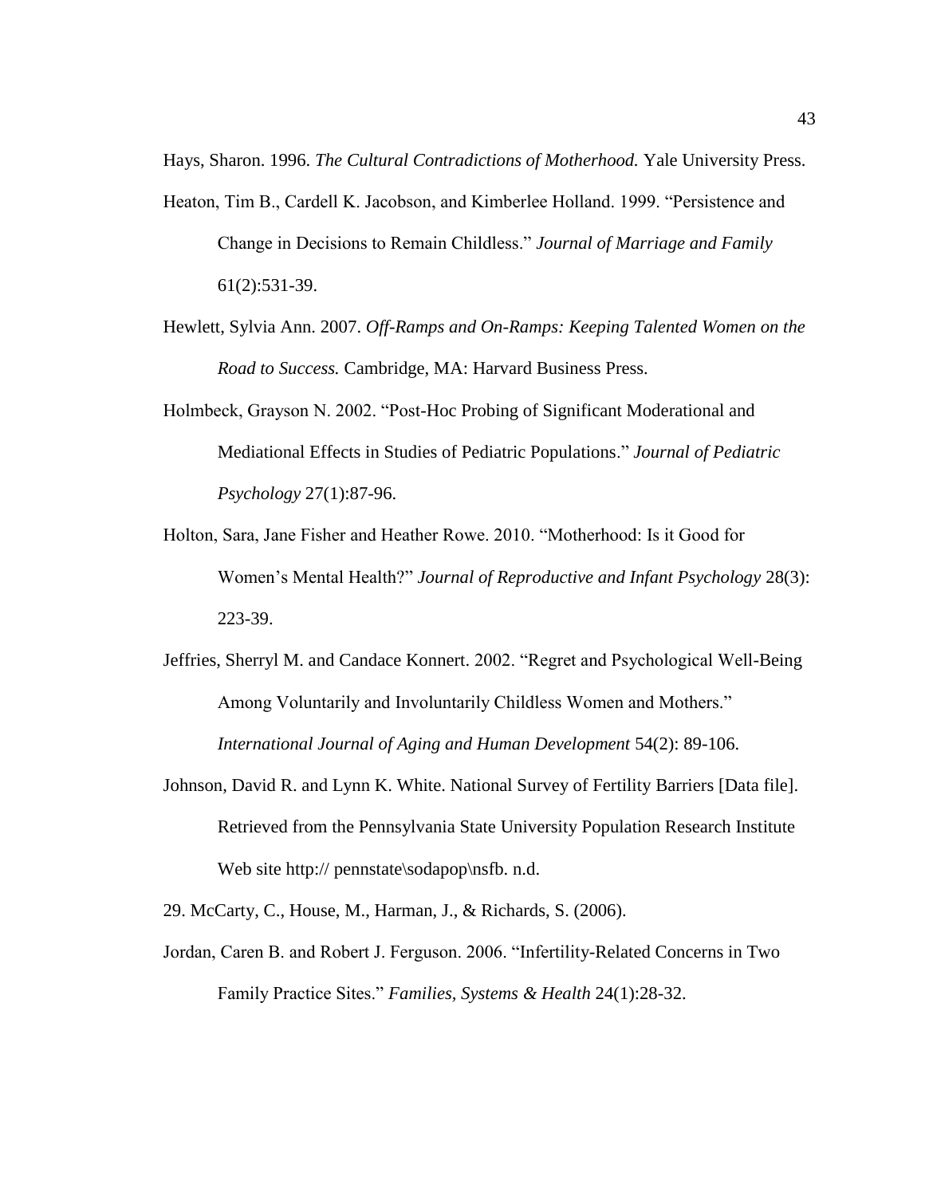Hays, Sharon. 1996. *The Cultural Contradictions of Motherhood.* Yale University Press.

Heaton, Tim B., Cardell K. Jacobson, and Kimberlee Holland. 1999. "Persistence and Change in Decisions to Remain Childless." *Journal of Marriage and Family* 61(2):531-39.

Hewlett, Sylvia Ann. 2007. *Off-Ramps and On-Ramps: Keeping Talented Women on the Road to Success.* Cambridge, MA: Harvard Business Press.

Holmbeck, Grayson N. 2002. "Post-Hoc Probing of Significant Moderational and Mediational Effects in Studies of Pediatric Populations." *Journal of Pediatric Psychology* 27(1):87-96.

Holton, Sara, Jane Fisher and Heather Rowe. 2010. "Motherhood: Is it Good for Women's Mental Health?" *Journal of Reproductive and Infant Psychology* 28(3): 223-39.

Jeffries, Sherryl M. and Candace Konnert. 2002. "Regret and Psychological Well-Being Among Voluntarily and Involuntarily Childless Women and Mothers." *International Journal of Aging and Human Development* 54(2): 89-106.

Johnson, David R. and Lynn K. White. National Survey of Fertility Barriers [Data file]. Retrieved from the Pennsylvania State University Population Research Institute Web site http:// pennstate\sodapop\nsfb. n.d.

29. McCarty, C., House, M., Harman, J., & Richards, S. (2006).

Jordan, Caren B. and Robert J. Ferguson. 2006. "Infertility-Related Concerns in Two Family Practice Sites." *Families, Systems & Health* 24(1):28-32.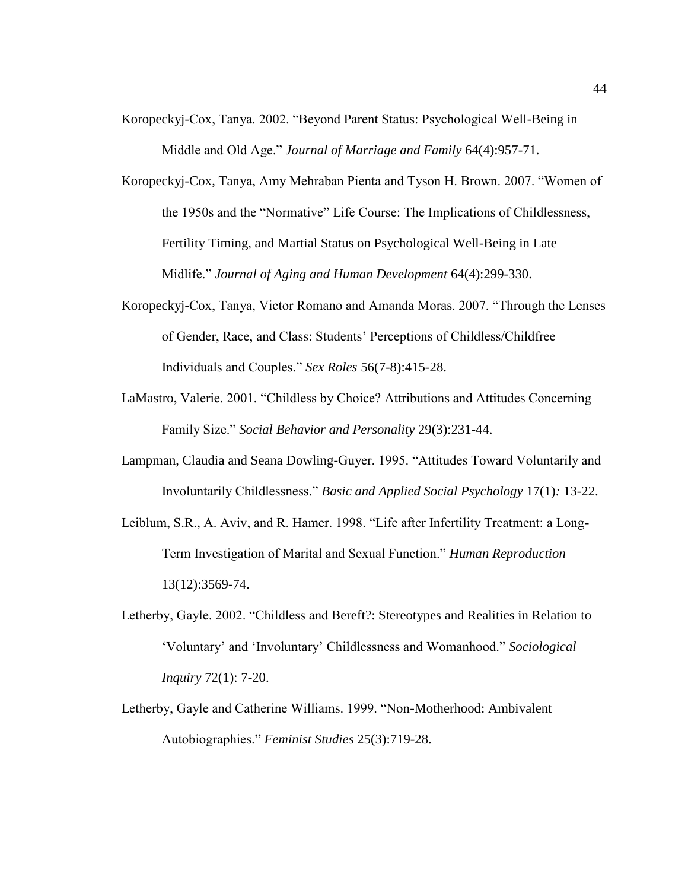Koropeckyj-Cox, Tanya. 2002. "Beyond Parent Status: Psychological Well-Being in Middle and Old Age." *Journal of Marriage and Family* 64(4):957-71.

Koropeckyj-Cox, Tanya, Amy Mehraban Pienta and Tyson H. Brown. 2007. "Women of the 1950s and the "Normative" Life Course: The Implications of Childlessness, Fertility Timing, and Martial Status on Psychological Well-Being in Late Midlife." *Journal of Aging and Human Development* 64(4):299-330.

Koropeckyj-Cox, Tanya, Victor Romano and Amanda Moras. 2007. "Through the Lenses of Gender, Race, and Class: Students' Perceptions of Childless/Childfree Individuals and Couples." *Sex Roles* 56(7-8):415-28.

LaMastro, Valerie. 2001. "Childless by Choice? Attributions and Attitudes Concerning Family Size." *Social Behavior and Personality* 29(3):231-44.

Lampman, Claudia and Seana Dowling-Guyer. 1995. "Attitudes Toward Voluntarily and Involuntarily Childlessness." *Basic and Applied Social Psychology* 17(1)*:* 13-22.

Leiblum, S.R., A. Aviv, and R. Hamer. 1998. "Life after Infertility Treatment: a Long-Term Investigation of Marital and Sexual Function." *Human Reproduction* 13(12):3569-74.

Letherby, Gayle. 2002. "Childless and Bereft?: Stereotypes and Realities in Relation to 'Voluntary' and 'Involuntary' Childlessness and Womanhood." *Sociological Inquiry* 72(1): 7-20.

Letherby, Gayle and Catherine Williams. 1999. "Non-Motherhood: Ambivalent Autobiographies." *Feminist Studies* 25(3):719-28.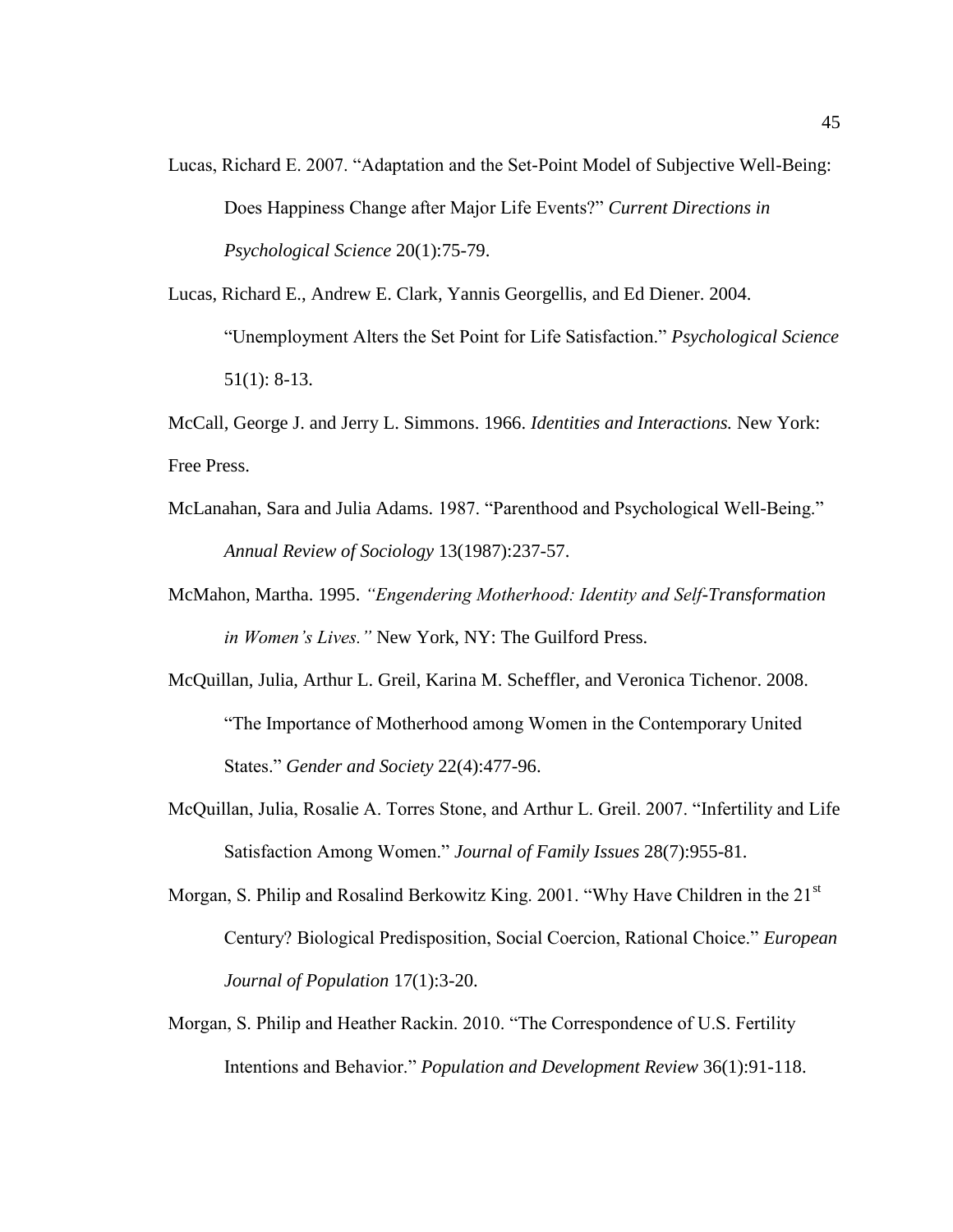Lucas, Richard E. 2007. "Adaptation and the Set-Point Model of Subjective Well-Being: Does Happiness Change after Major Life Events?" *Current Directions in Psychological Science* 20(1):75-79.

Lucas, Richard E., Andrew E. Clark, Yannis Georgellis, and Ed Diener. 2004. "Unemployment Alters the Set Point for Life Satisfaction." *Psychological Science* 51(1): 8-13.

McCall, George J. and Jerry L. Simmons. 1966. *Identities and Interactions.* New York: Free Press.

McLanahan, Sara and Julia Adams. 1987. "Parenthood and Psychological Well-Being." *Annual Review of Sociology* 13(1987):237-57.

McMahon, Martha. 1995. *"Engendering Motherhood: Identity and Self-Transformation in Women's Lives."* New York, NY: The Guilford Press.

McQuillan, Julia, Arthur L. Greil, Karina M. Scheffler, and Veronica Tichenor. 2008. "The Importance of Motherhood among Women in the Contemporary United States." *Gender and Society* 22(4):477-96.

McQuillan, Julia, Rosalie A. Torres Stone, and Arthur L. Greil. 2007. "Infertility and Life Satisfaction Among Women." *Journal of Family Issues* 28(7):955-81.

Morgan, S. Philip and Rosalind Berkowitz King. 2001. "Why Have Children in the 21st Century? Biological Predisposition, Social Coercion, Rational Choice." *European Journal of Population* 17(1):3-20.

Morgan, S. Philip and Heather Rackin. 2010. "The Correspondence of U.S. Fertility Intentions and Behavior." *Population and Development Review* 36(1):91-118.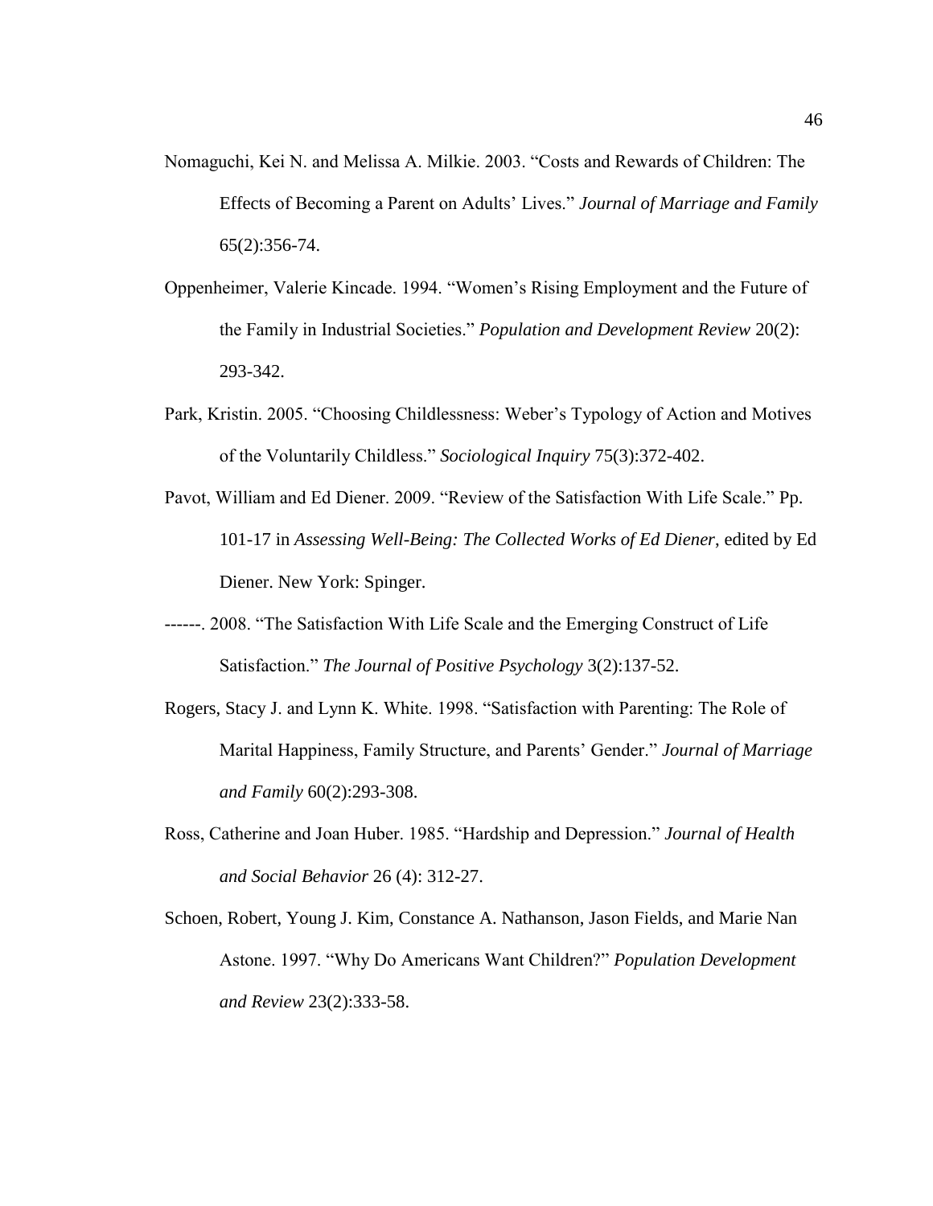Nomaguchi, Kei N. and Melissa A. Milkie. 2003. "Costs and Rewards of Children: The Effects of Becoming a Parent on Adults' Lives." *Journal of Marriage and Family* 65(2):356-74.

Oppenheimer, Valerie Kincade. 1994. "Women's Rising Employment and the Future of the Family in Industrial Societies." *Population and Development Review* 20(2): 293-342.

Park, Kristin. 2005. "Choosing Childlessness: Weber's Typology of Action and Motives of the Voluntarily Childless." *Sociological Inquiry* 75(3):372-402.

Pavot, William and Ed Diener. 2009. "Review of the Satisfaction With Life Scale." Pp. 101-17 in *Assessing Well-Being: The Collected Works of Ed Diener*, edited by Ed Diener. New York: Spinger.

------. 2008. "The Satisfaction With Life Scale and the Emerging Construct of Life Satisfaction." *The Journal of Positive Psychology* 3(2):137-52.

Rogers, Stacy J. and Lynn K. White. 1998. "Satisfaction with Parenting: The Role of Marital Happiness, Family Structure, and Parents' Gender." *Journal of Marriage and Family* 60(2):293-308.

Ross, Catherine and Joan Huber. 1985. "Hardship and Depression." *Journal of Health and Social Behavior* 26 (4): 312-27.

Schoen, Robert, Young J. Kim, Constance A. Nathanson, Jason Fields, and Marie Nan Astone. 1997. "Why Do Americans Want Children?" *Population Development and Review* 23(2):333-58.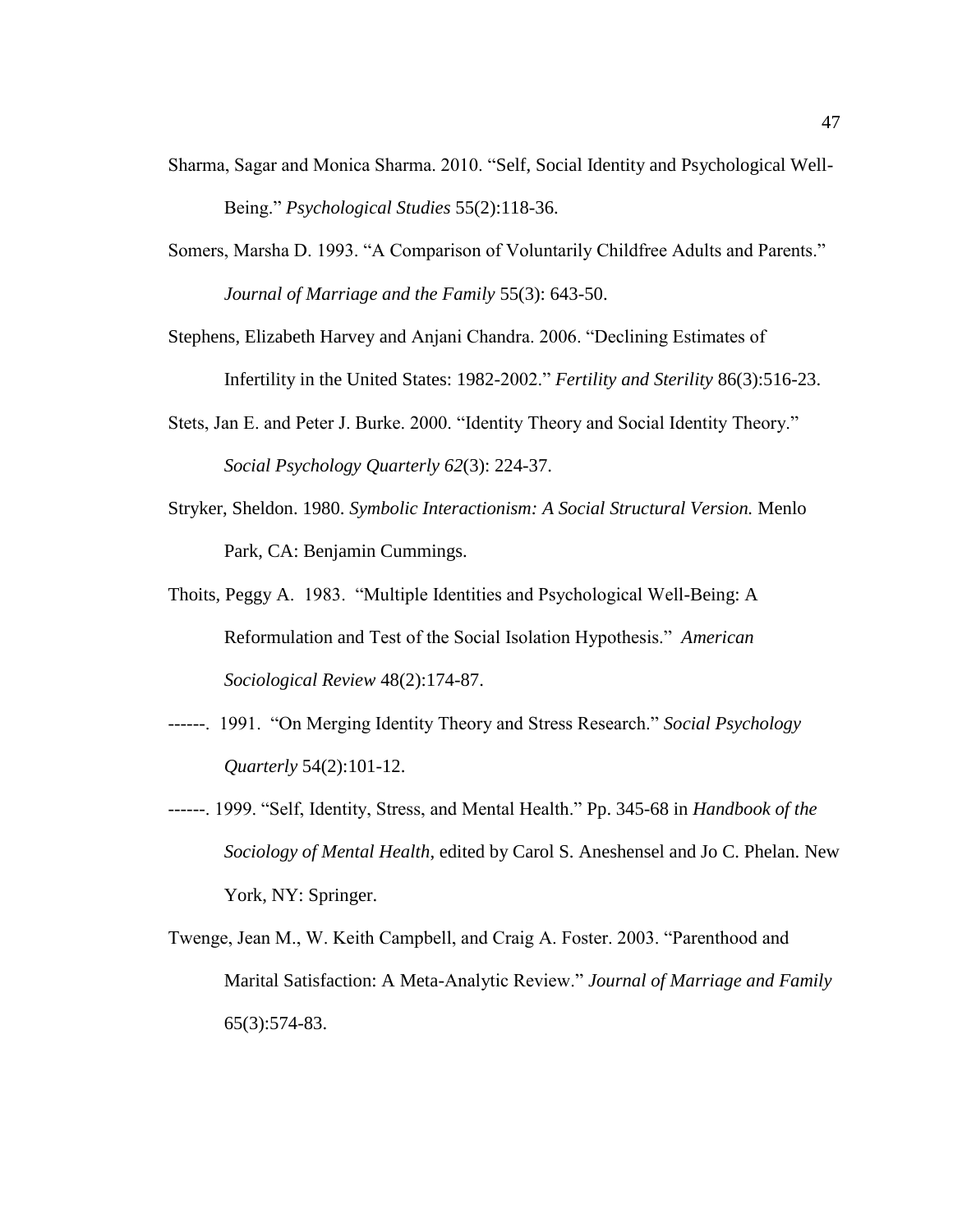Sharma, Sagar and Monica Sharma. 2010. "Self, Social Identity and Psychological Well-Being." *Psychological Studies* 55(2):118-36.

Somers, Marsha D. 1993. "A Comparison of Voluntarily Childfree Adults and Parents." *Journal of Marriage and the Family* 55(3): 643-50.

Stephens, Elizabeth Harvey and Anjani Chandra. 2006. "Declining Estimates of Infertility in the United States: 1982-2002." *Fertility and Sterility* 86(3):516-23.

Stets, Jan E. and Peter J. Burke. 2000. "Identity Theory and Social Identity Theory." *Social Psychology Quarterly 62*(3): 224-37.

Stryker, Sheldon. 1980. *Symbolic Interactionism: A Social Structural Version.* Menlo Park, CA: Benjamin Cummings.

Thoits, Peggy A. 1983. "Multiple Identities and Psychological Well-Being: A Reformulation and Test of the Social Isolation Hypothesis." *American Sociological Review* 48(2):174-87.

------. 1991. "On Merging Identity Theory and Stress Research." *Social Psychology Quarterly* 54(2):101-12.

------. 1999. "Self, Identity, Stress, and Mental Health." Pp. 345-68 in *Handbook of the Sociology of Mental Health*, edited by Carol S. Aneshensel and Jo C. Phelan. New York, NY: Springer.

Twenge, Jean M., W. Keith Campbell, and Craig A. Foster. 2003. "Parenthood and Marital Satisfaction: A Meta-Analytic Review." *Journal of Marriage and Family* 65(3):574-83.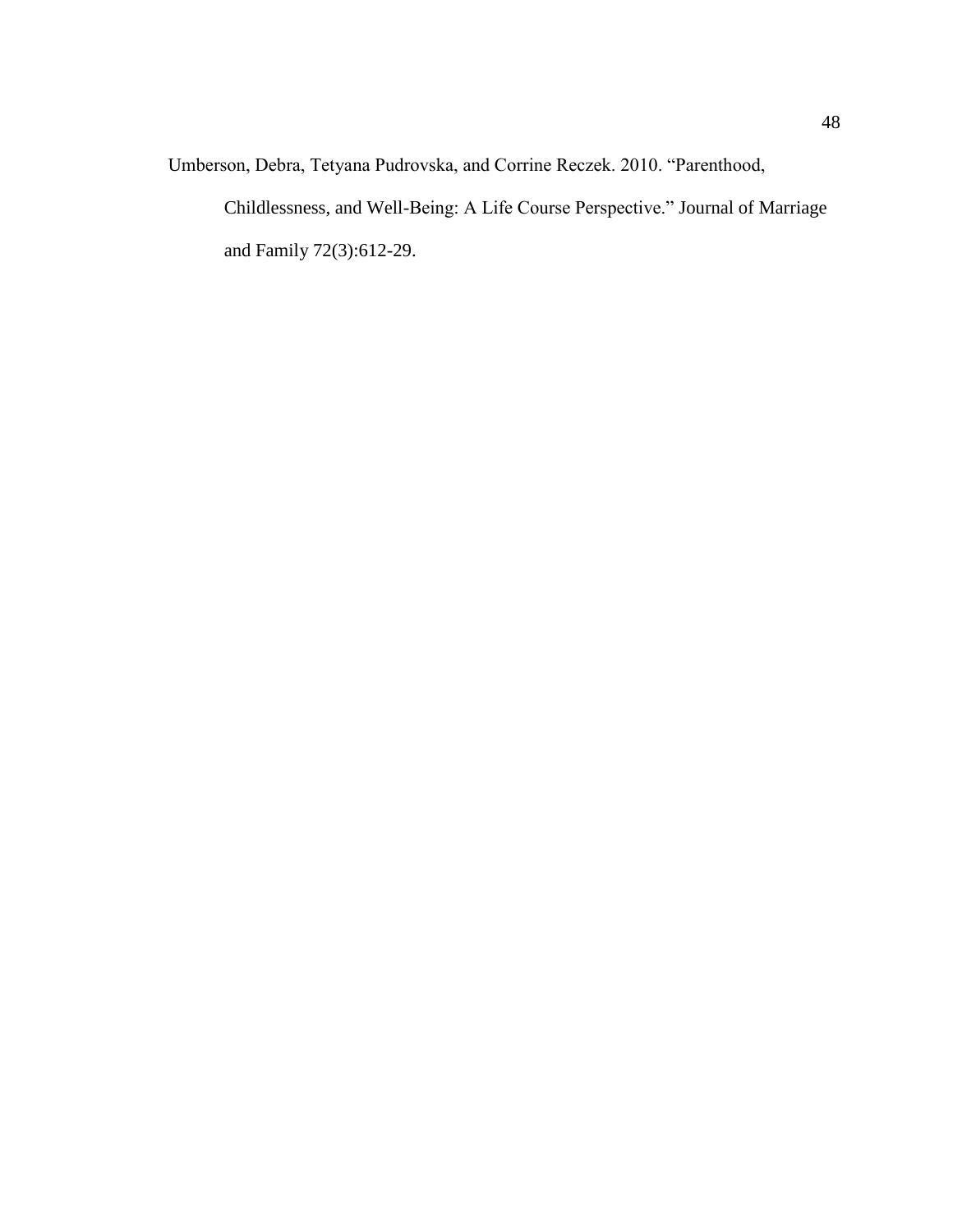Umberson, Debra, Tetyana Pudrovska, and Corrine Reczek. 2010. "Parenthood, Childlessness, and Well-Being: A Life Course Perspective." Journal of Marriage and Family 72(3):612-29.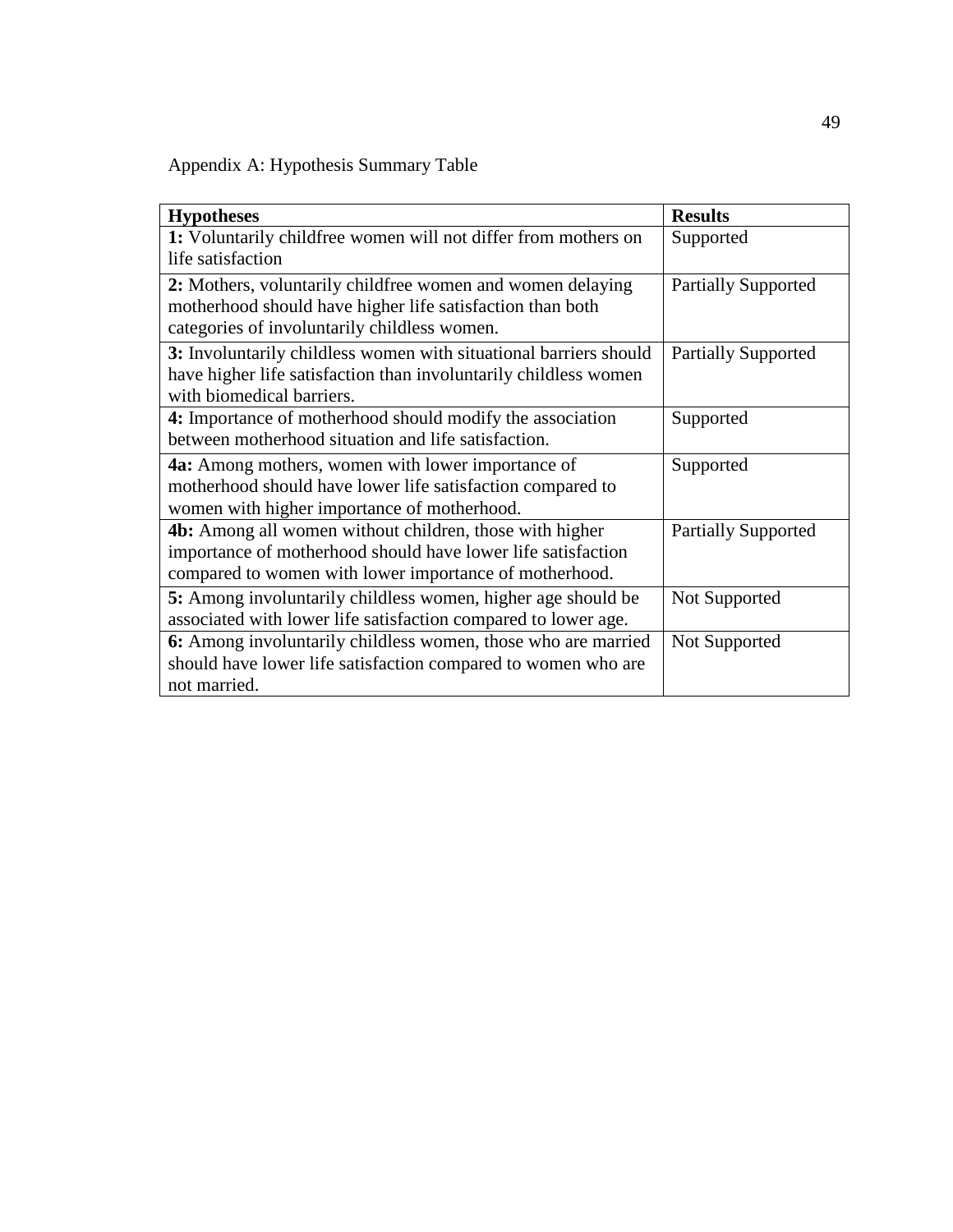Appendix A: Hypothesis Summary Table

| **Hypotheses** | **Results** |
|---|---|
| **1:** Voluntarily childfree women will not differ from mothers on life satisfaction | Supported |
| **2:** Mothers, voluntarily childfree women and women delaying motherhood should have higher life satisfaction than both categories of involuntarily childless women. | Partially Supported |
| **3:** Involuntarily childless women with situational barriers should have higher life satisfaction than involuntarily childless women with biomedical barriers. | Partially Supported |
| **4:** Importance of motherhood should modify the association between motherhood situation and life satisfaction. | Supported |
| **4a:** Among mothers, women with lower importance of motherhood should have lower life satisfaction compared to women with higher importance of motherhood. | Supported |
| **4b:** Among all women without children, those with higher importance of motherhood should have lower life satisfaction compared to women with lower importance of motherhood. | Partially Supported |
| **5:** Among involuntarily childless women, higher age should be associated with lower life satisfaction compared to lower age. | Not Supported |
| **6:** Among involuntarily childless women, those who are married should have lower life satisfaction compared to women who are not married. | Not Supported |